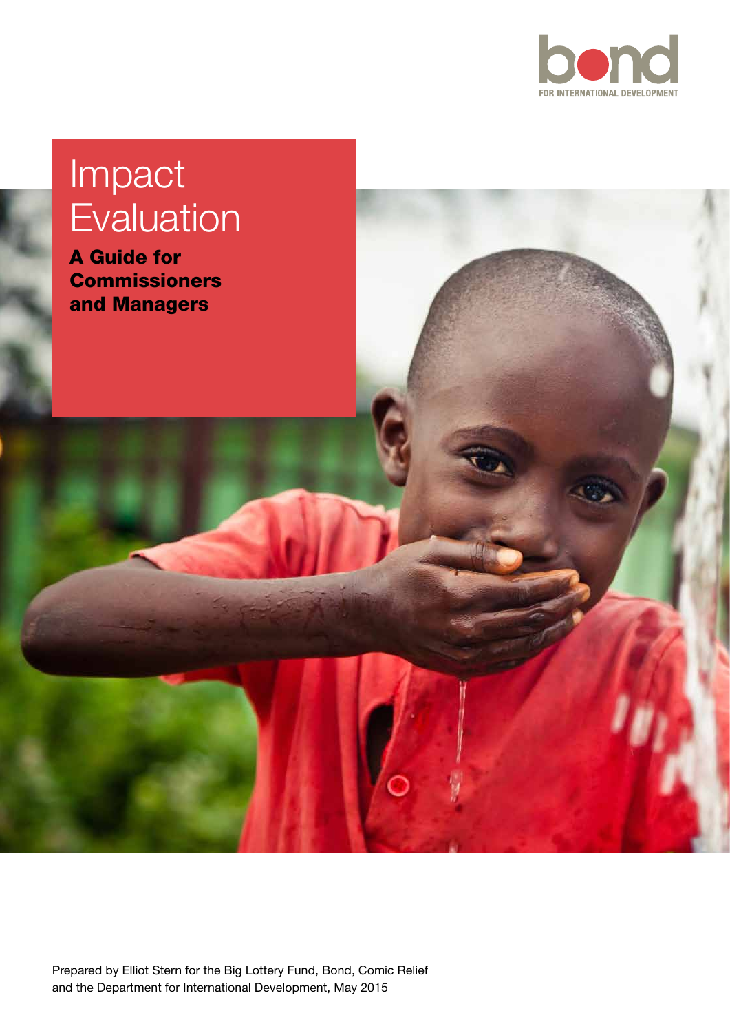bond

FOR INTERNATIONAL DEVELOPMENT

# Impact Evaluation

## A Guide for Commissioners and Managers

Prepared by Elliot Stern for the Big Lottery Fund, Bond, Comic Relief and the Department for International Development, May 2015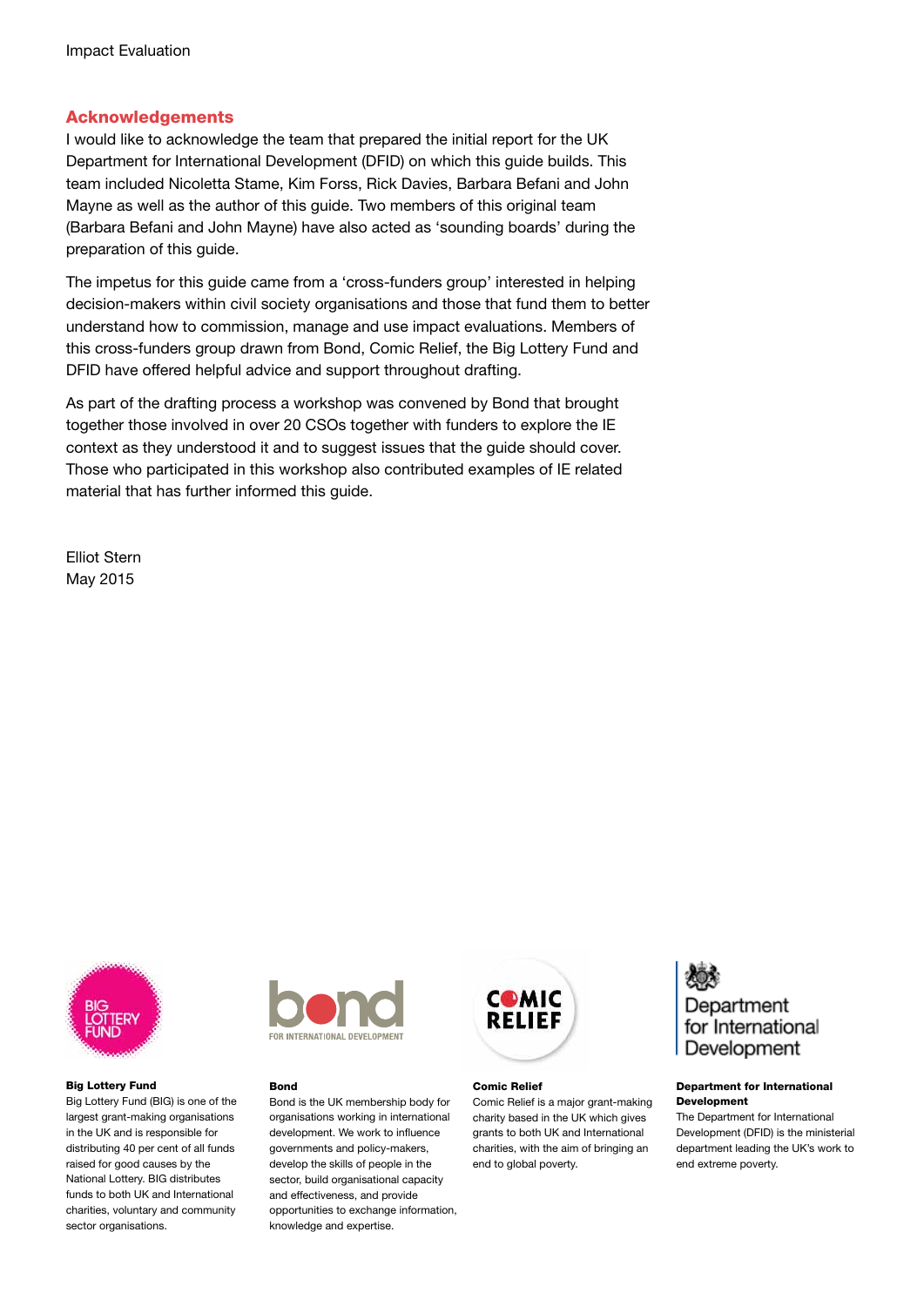## Acknowledgements

I would like to acknowledge the team that prepared the initial report for the UK Department for International Development (DFID) on which this guide builds. This team included Nicoletta Stame, Kim Forss, Rick Davies, Barbara Befani and John Mayne as well as the author of this guide. Two members of this original team (Barbara Befani and John Mayne) have also acted as 'sounding boards' during the preparation of this guide.

The impetus for this guide came from a 'cross-funders group' interested in helping decision-makers within civil society organisations and those that fund them to better understand how to commission, manage and use impact evaluations. Members of this cross-funders group drawn from Bond, Comic Relief, the Big Lottery Fund and DFID have offered helpful advice and support throughout drafting.

As part of the drafting process a workshop was convened by Bond that brought together those involved in over 20 CSOs together with funders to explore the IE context as they understood it and to suggest issues that the guide should cover. Those who participated in this workshop also contributed examples of IE related material that has further informed this guide.

Elliot Stern
May 2015

**Big Lottery Fund**
Big Lottery Fund (BIG) is one of the largest grant-making organisations in the UK and is responsible for distributing 40 per cent of all funds raised for good causes by the National Lottery. BIG distributes funds to both UK and International charities, voluntary and community sector organisations.

**Bond**
Bond is the UK membership body for organisations working in international development. We work to influence governments and policy-makers, develop the skills of people in the sector, build organisational capacity and effectiveness, and provide opportunities to exchange information, knowledge and expertise.

**Comic Relief**
Comic Relief is a major grant-making charity based in the UK which gives grants to both UK and International charities, with the aim of bringing an end to global poverty.

**Department for International Development**
The Department for International Development (DFID) is the ministerial department leading the UK's work to end extreme poverty.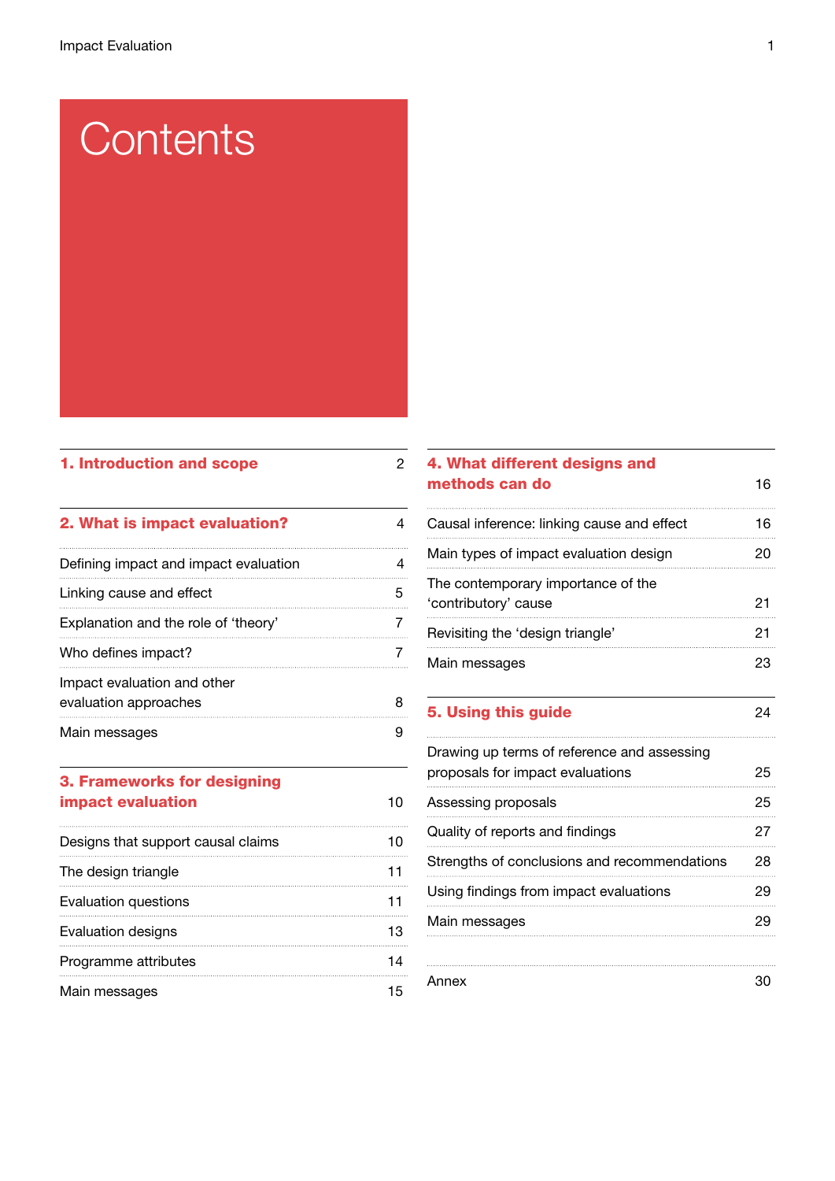# Contents

| Section | Page |
|---|---|
| **1. Introduction and scope** | 2 |
| **2. What is impact evaluation?** | 4 |
| Defining impact and impact evaluation | 4 |
| Linking cause and effect | 5 |
| Explanation and the role of 'theory' | 7 |
| Who defines impact? | 7 |
| Impact evaluation and other evaluation approaches | 8 |
| Main messages | 9 |
| **3. Frameworks for designing impact evaluation** | 10 |
| Designs that support causal claims | 10 |
| The design triangle | 11 |
| Evaluation questions | 11 |
| Evaluation designs | 13 |
| Programme attributes | 14 |
| Main messages | 15 |
| **4. What different designs and methods can do** | 16 |
| Causal inference: linking cause and effect | 16 |
| Main types of impact evaluation design | 20 |
| The contemporary importance of the 'contributory' cause | 21 |
| Revisiting the 'design triangle' | 21 |
| Main messages | 23 |
| **5. Using this guide** | 24 |
| Drawing up terms of reference and assessing proposals for impact evaluations | 25 |
| Assessing proposals | 25 |
| Quality of reports and findings | 27 |
| Strengths of conclusions and recommendations | 28 |
| Using findings from impact evaluations | 29 |
| Main messages | 29 |
| Annex | 30 |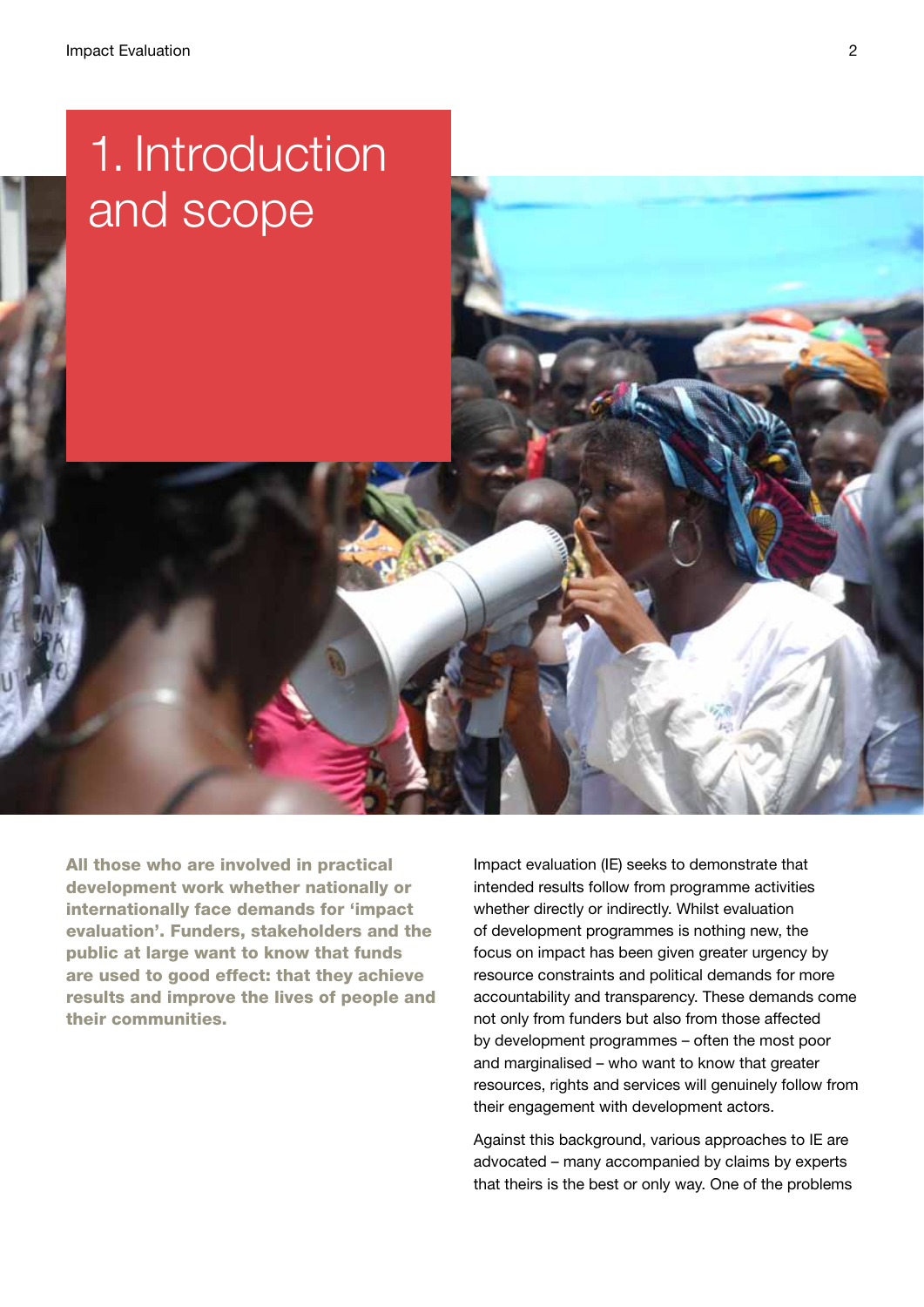# 1. Introduction and scope

**All those who are involved in practical development work whether nationally or internationally face demands for 'impact evaluation'. Funders, stakeholders and the public at large want to know that funds are used to good effect: that they achieve results and improve the lives of people and their communities.**

Impact evaluation (IE) seeks to demonstrate that intended results follow from programme activities whether directly or indirectly. Whilst evaluation of development programmes is nothing new, the focus on impact has been given greater urgency by resource constraints and political demands for more accountability and transparency. These demands come not only from funders but also from those affected by development programmes – often the most poor and marginalised – who want to know that greater resources, rights and services will genuinely follow from their engagement with development actors.

Against this background, various approaches to IE are advocated – many accompanied by claims by experts that theirs is the best or only way. One of the problems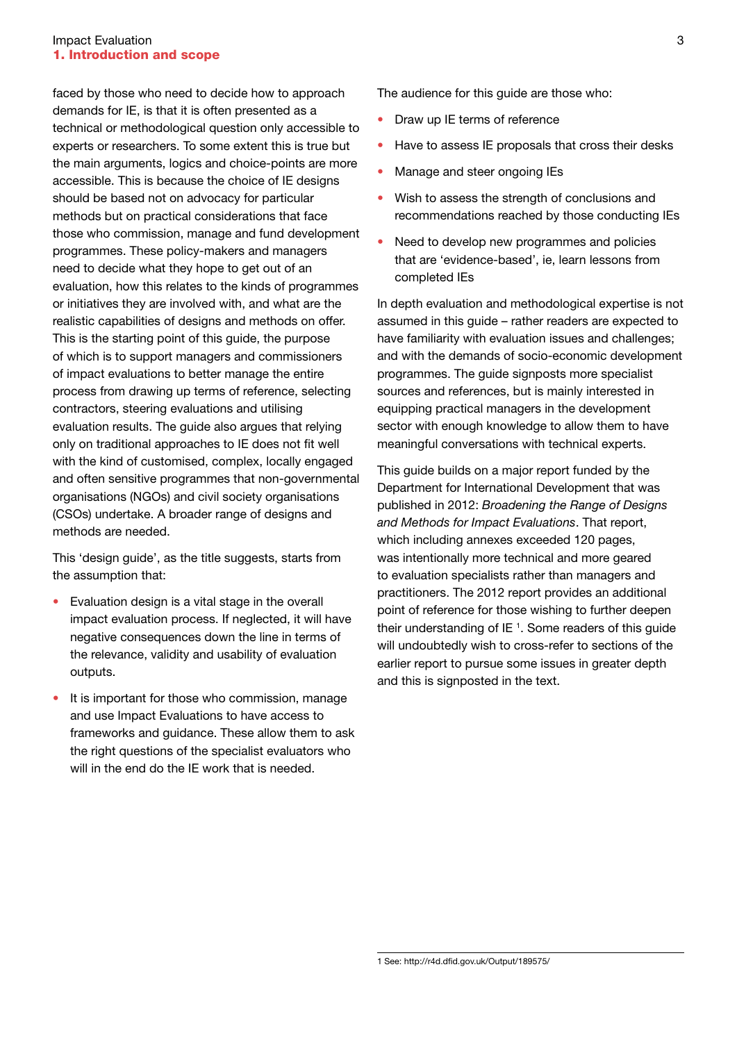faced by those who need to decide how to approach demands for IE, is that it is often presented as a technical or methodological question only accessible to experts or researchers. To some extent this is true but the main arguments, logics and choice-points are more accessible. This is because the choice of IE designs should be based not on advocacy for particular methods but on practical considerations that face those who commission, manage and fund development programmes. These policy-makers and managers need to decide what they hope to get out of an evaluation, how this relates to the kinds of programmes or initiatives they are involved with, and what are the realistic capabilities of designs and methods on offer. This is the starting point of this guide, the purpose of which is to support managers and commissioners of impact evaluations to better manage the entire process from drawing up terms of reference, selecting contractors, steering evaluations and utilising evaluation results. The guide also argues that relying only on traditional approaches to IE does not fit well with the kind of customised, complex, locally engaged and often sensitive programmes that non-governmental organisations (NGOs) and civil society organisations (CSOs) undertake. A broader range of designs and methods are needed.

This 'design guide', as the title suggests, starts from the assumption that:

- Evaluation design is a vital stage in the overall impact evaluation process. If neglected, it will have negative consequences down the line in terms of the relevance, validity and usability of evaluation outputs.
- It is important for those who commission, manage and use Impact Evaluations to have access to frameworks and guidance. These allow them to ask the right questions of the specialist evaluators who will in the end do the IE work that is needed.

The audience for this guide are those who:

- Draw up IE terms of reference
- Have to assess IE proposals that cross their desks
- Manage and steer ongoing IEs
- Wish to assess the strength of conclusions and recommendations reached by those conducting IEs
- Need to develop new programmes and policies that are 'evidence-based', ie, learn lessons from completed IEs

In depth evaluation and methodological expertise is not assumed in this guide – rather readers are expected to have familiarity with evaluation issues and challenges; and with the demands of socio-economic development programmes. The guide signposts more specialist sources and references, but is mainly interested in equipping practical managers in the development sector with enough knowledge to allow them to have meaningful conversations with technical experts.

This guide builds on a major report funded by the Department for International Development that was published in 2012: *Broadening the Range of Designs and Methods for Impact Evaluations*. That report, which including annexes exceeded 120 pages, was intentionally more technical and more geared to evaluation specialists rather than managers and practitioners. The 2012 report provides an additional point of reference for those wishing to further deepen their understanding of IE [1]. Some readers of this guide will undoubtedly wish to cross-refer to sections of the earlier report to pursue some issues in greater depth and this is signposted in the text.

1 See: http://r4d.dfid.gov.uk/Output/189575/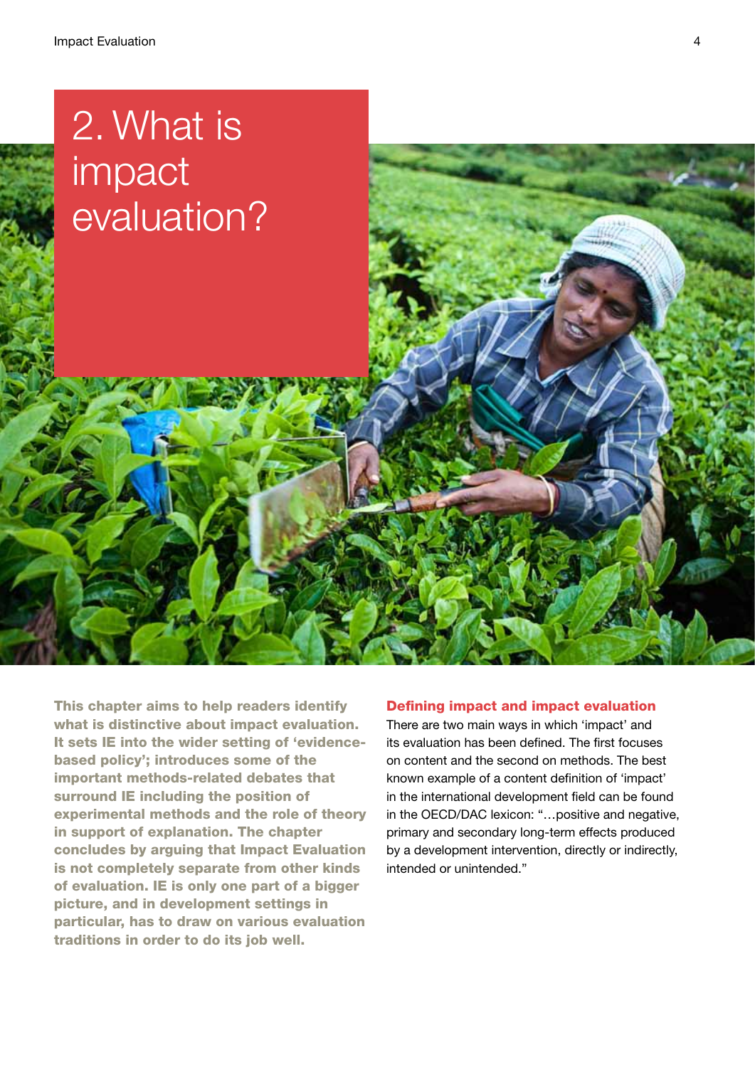# 2. What is impact evaluation?

**This chapter aims to help readers identify what is distinctive about impact evaluation. It sets IE into the wider setting of 'evidence-based policy'; introduces some of the important methods-related debates that surround IE including the position of experimental methods and the role of theory in support of explanation. The chapter concludes by arguing that Impact Evaluation is not completely separate from other kinds of evaluation. IE is only one part of a bigger picture, and in development settings in particular, has to draw on various evaluation traditions in order to do its job well.**

## Defining impact and impact evaluation

There are two main ways in which 'impact' and its evaluation has been defined. The first focuses on content and the second on methods. The best known example of a content definition of 'impact' in the international development field can be found in the OECD/DAC lexicon: "…positive and negative, primary and secondary long-term effects produced by a development intervention, directly or indirectly, intended or unintended."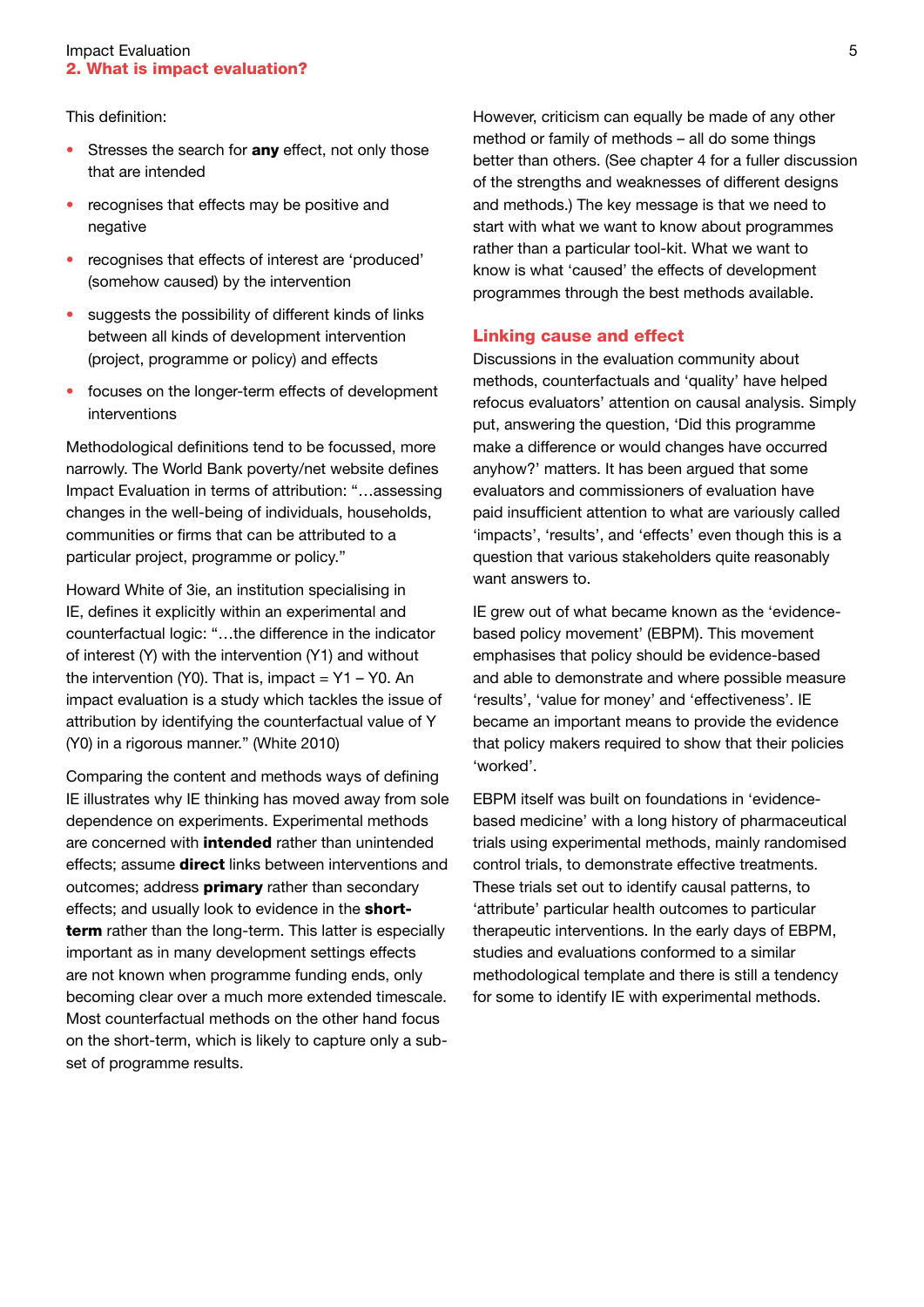This definition:

- Stresses the search for **any** effect, not only those that are intended
- recognises that effects may be positive and negative
- recognises that effects of interest are 'produced' (somehow caused) by the intervention
- suggests the possibility of different kinds of links between all kinds of development intervention (project, programme or policy) and effects
- focuses on the longer-term effects of development interventions

Methodological definitions tend to be focussed, more narrowly. The World Bank poverty/net website defines Impact Evaluation in terms of attribution: "…assessing changes in the well-being of individuals, households, communities or firms that can be attributed to a particular project, programme or policy."

Howard White of 3ie, an institution specialising in IE, defines it explicitly within an experimental and counterfactual logic: "…the difference in the indicator of interest (Y) with the intervention (Y1) and without the intervention (Y0). That is, impact = Y1 – Y0. An impact evaluation is a study which tackles the issue of attribution by identifying the counterfactual value of Y (Y0) in a rigorous manner." (White 2010)

Comparing the content and methods ways of defining IE illustrates why IE thinking has moved away from sole dependence on experiments. Experimental methods are concerned with **intended** rather than unintended effects; assume **direct** links between interventions and outcomes; address **primary** rather than secondary effects; and usually look to evidence in the **short-term** rather than the long-term. This latter is especially important as in many development settings effects are not known when programme funding ends, only becoming clear over a much more extended timescale. Most counterfactual methods on the other hand focus on the short-term, which is likely to capture only a sub-set of programme results.

However, criticism can equally be made of any other method or family of methods – all do some things better than others. (See chapter 4 for a fuller discussion of the strengths and weaknesses of different designs and methods.) The key message is that we need to start with what we want to know about programmes rather than a particular tool-kit. What we want to know is what 'caused' the effects of development programmes through the best methods available.

## Linking cause and effect

Discussions in the evaluation community about methods, counterfactuals and 'quality' have helped refocus evaluators' attention on causal analysis. Simply put, answering the question, 'Did this programme make a difference or would changes have occurred anyhow?' matters. It has been argued that some evaluators and commissioners of evaluation have paid insufficient attention to what are variously called 'impacts', 'results', and 'effects' even though this is a question that various stakeholders quite reasonably want answers to.

IE grew out of what became known as the 'evidence-based policy movement' (EBPM). This movement emphasises that policy should be evidence-based and able to demonstrate and where possible measure 'results', 'value for money' and 'effectiveness'. IE became an important means to provide the evidence that policy makers required to show that their policies 'worked'.

EBPM itself was built on foundations in 'evidence-based medicine' with a long history of pharmaceutical trials using experimental methods, mainly randomised control trials, to demonstrate effective treatments. These trials set out to identify causal patterns, to 'attribute' particular health outcomes to particular therapeutic interventions. In the early days of EBPM, studies and evaluations conformed to a similar methodological template and there is still a tendency for some to identify IE with experimental methods.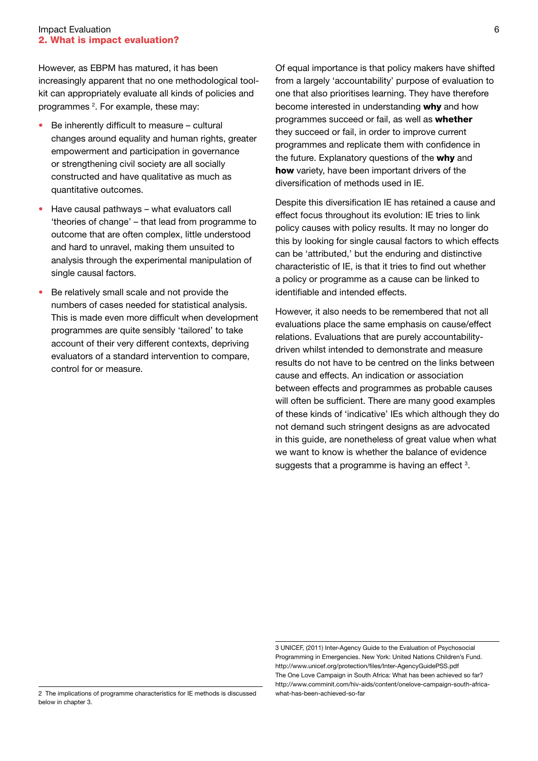However, as EBPM has matured, it has been increasingly apparent that no one methodological tool-kit can appropriately evaluate all kinds of policies and programmes [2]. For example, these may:

- Be inherently difficult to measure – cultural changes around equality and human rights, greater empowerment and participation in governance or strengthening civil society are all socially constructed and have qualitative as much as quantitative outcomes.
- Have causal pathways – what evaluators call 'theories of change' – that lead from programme to outcome that are often complex, little understood and hard to unravel, making them unsuited to analysis through the experimental manipulation of single causal factors.
- Be relatively small scale and not provide the numbers of cases needed for statistical analysis. This is made even more difficult when development programmes are quite sensibly 'tailored' to take account of their very different contexts, depriving evaluators of a standard intervention to compare, control for or measure.

Of equal importance is that policy makers have shifted from a largely 'accountability' purpose of evaluation to one that also prioritises learning. They have therefore become interested in understanding **why** and how programmes succeed or fail, as well as **whether** they succeed or fail, in order to improve current programmes and replicate them with confidence in the future. Explanatory questions of the **why** and **how** variety, have been important drivers of the diversification of methods used in IE.

Despite this diversification IE has retained a cause and effect focus throughout its evolution: IE tries to link policy causes with policy results. It may no longer do this by looking for single causal factors to which effects can be 'attributed,' but the enduring and distinctive characteristic of IE, is that it tries to find out whether a policy or programme as a cause can be linked to identifiable and intended effects.

However, it also needs to be remembered that not all evaluations place the same emphasis on cause/effect relations. Evaluations that are purely accountability-driven whilst intended to demonstrate and measure results do not have to be centred on the links between cause and effects. An indication or association between effects and programmes as probable causes will often be sufficient. There are many good examples of these kinds of 'indicative' IEs which although they do not demand such stringent designs as are advocated in this guide, are nonetheless of great value when what we want to know is whether the balance of evidence suggests that a programme is having an effect [3].

---

2 The implications of programme characteristics for IE methods is discussed below in chapter 3.

3 UNICEF, (2011) Inter-Agency Guide to the Evaluation of Psychosocial Programming in Emergencies. New York: United Nations Children's Fund. http://www.unicef.org/protection/files/Inter-AgencyGuidePSS.pdf
The One Love Campaign in South Africa: What has been achieved so far? http://www.comminit.com/hiv-aids/content/onelove-campaign-south-africa-what-has-been-achieved-so-far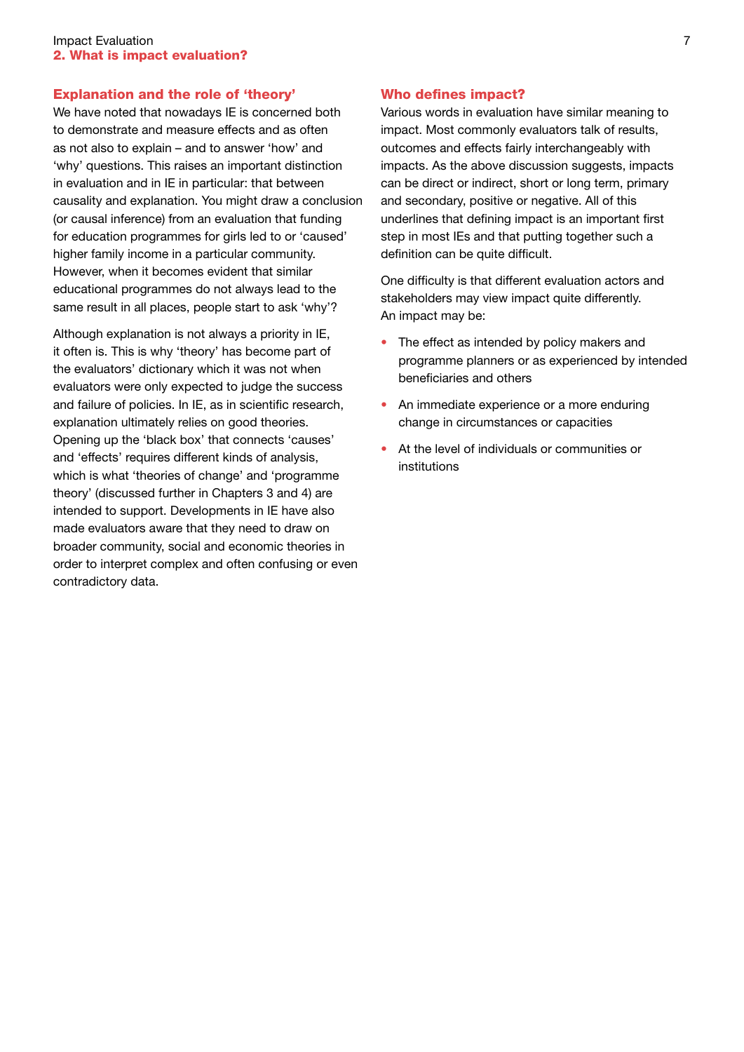### Explanation and the role of 'theory'

We have noted that nowadays IE is concerned both to demonstrate and measure effects and as often as not also to explain – and to answer 'how' and 'why' questions. This raises an important distinction in evaluation and in IE in particular: that between causality and explanation. You might draw a conclusion (or causal inference) from an evaluation that funding for education programmes for girls led to or 'caused' higher family income in a particular community. However, when it becomes evident that similar educational programmes do not always lead to the same result in all places, people start to ask 'why'?

Although explanation is not always a priority in IE, it often is. This is why 'theory' has become part of the evaluators' dictionary which it was not when evaluators were only expected to judge the success and failure of policies. In IE, as in scientific research, explanation ultimately relies on good theories. Opening up the 'black box' that connects 'causes' and 'effects' requires different kinds of analysis, which is what 'theories of change' and 'programme theory' (discussed further in Chapters 3 and 4) are intended to support. Developments in IE have also made evaluators aware that they need to draw on broader community, social and economic theories in order to interpret complex and often confusing or even contradictory data.

### Who defines impact?

Various words in evaluation have similar meaning to impact. Most commonly evaluators talk of results, outcomes and effects fairly interchangeably with impacts. As the above discussion suggests, impacts can be direct or indirect, short or long term, primary and secondary, positive or negative. All of this underlines that defining impact is an important first step in most IEs and that putting together such a definition can be quite difficult.

One difficulty is that different evaluation actors and stakeholders may view impact quite differently. An impact may be:

- The effect as intended by policy makers and programme planners or as experienced by intended beneficiaries and others
- An immediate experience or a more enduring change in circumstances or capacities
- At the level of individuals or communities or institutions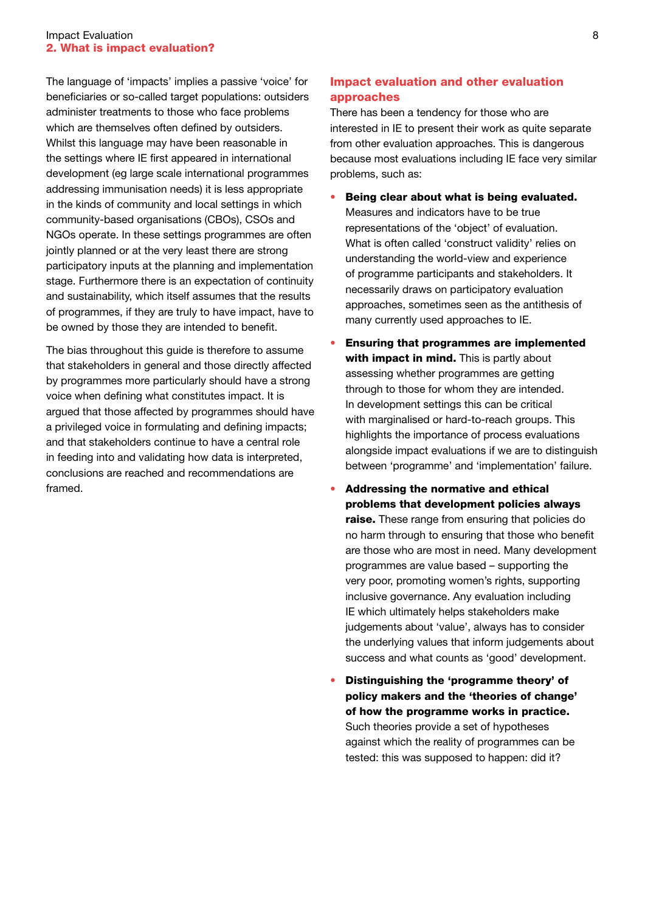The language of 'impacts' implies a passive 'voice' for beneficiaries or so-called target populations: outsiders administer treatments to those who face problems which are themselves often defined by outsiders. Whilst this language may have been reasonable in the settings where IE first appeared in international development (eg large scale international programmes addressing immunisation needs) it is less appropriate in the kinds of community and local settings in which community-based organisations (CBOs), CSOs and NGOs operate. In these settings programmes are often jointly planned or at the very least there are strong participatory inputs at the planning and implementation stage. Furthermore there is an expectation of continuity and sustainability, which itself assumes that the results of programmes, if they are truly to have impact, have to be owned by those they are intended to benefit.

The bias throughout this guide is therefore to assume that stakeholders in general and those directly affected by programmes more particularly should have a strong voice when defining what constitutes impact. It is argued that those affected by programmes should have a privileged voice in formulating and defining impacts; and that stakeholders continue to have a central role in feeding into and validating how data is interpreted, conclusions are reached and recommendations are framed.

## Impact evaluation and other evaluation approaches

There has been a tendency for those who are interested in IE to present their work as quite separate from other evaluation approaches. This is dangerous because most evaluations including IE face very similar problems, such as:

- **Being clear about what is being evaluated.** Measures and indicators have to be true representations of the 'object' of evaluation. What is often called 'construct validity' relies on understanding the world-view and experience of programme participants and stakeholders. It necessarily draws on participatory evaluation approaches, sometimes seen as the antithesis of many currently used approaches to IE.
- **Ensuring that programmes are implemented with impact in mind.** This is partly about assessing whether programmes are getting through to those for whom they are intended. In development settings this can be critical with marginalised or hard-to-reach groups. This highlights the importance of process evaluations alongside impact evaluations if we are to distinguish between 'programme' and 'implementation' failure.
- **Addressing the normative and ethical problems that development policies always raise.** These range from ensuring that policies do no harm through to ensuring that those who benefit are those who are most in need. Many development programmes are value based – supporting the very poor, promoting women's rights, supporting inclusive governance. Any evaluation including IE which ultimately helps stakeholders make judgements about 'value', always has to consider the underlying values that inform judgements about success and what counts as 'good' development.
- **Distinguishing the 'programme theory' of policy makers and the 'theories of change' of how the programme works in practice.** Such theories provide a set of hypotheses against which the reality of programmes can be tested: this was supposed to happen: did it?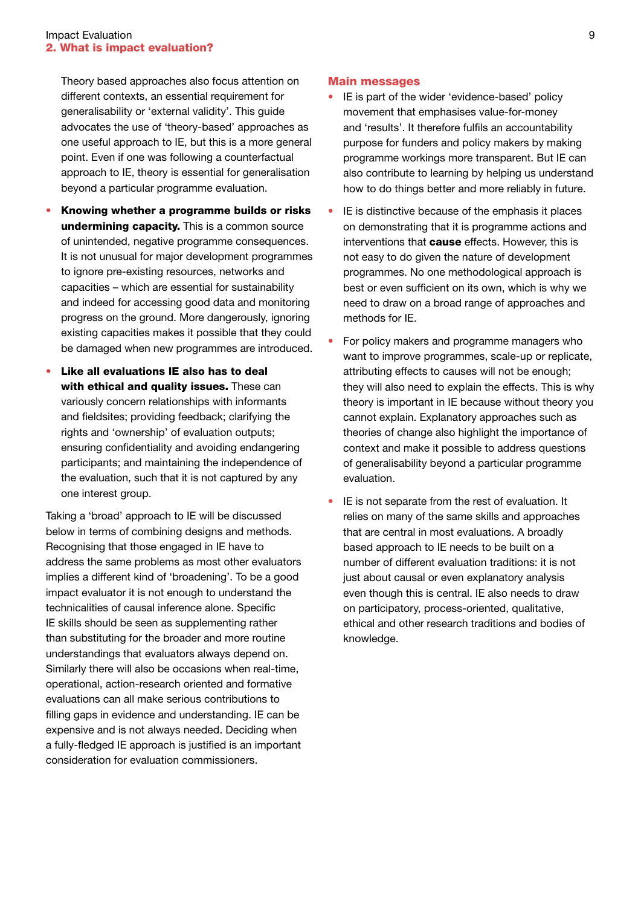Theory based approaches also focus attention on different contexts, an essential requirement for generalisability or 'external validity'. This guide advocates the use of 'theory-based' approaches as one useful approach to IE, but this is a more general point. Even if one was following a counterfactual approach to IE, theory is essential for generalisation beyond a particular programme evaluation.

- **Knowing whether a programme builds or risks undermining capacity.** This is a common source of unintended, negative programme consequences. It is not unusual for major development programmes to ignore pre-existing resources, networks and capacities – which are essential for sustainability and indeed for accessing good data and monitoring progress on the ground. More dangerously, ignoring existing capacities makes it possible that they could be damaged when new programmes are introduced.
- **Like all evaluations IE also has to deal with ethical and quality issues.** These can variously concern relationships with informants and fieldsites; providing feedback; clarifying the rights and 'ownership' of evaluation outputs; ensuring confidentiality and avoiding endangering participants; and maintaining the independence of the evaluation, such that it is not captured by any one interest group.

Taking a 'broad' approach to IE will be discussed below in terms of combining designs and methods. Recognising that those engaged in IE have to address the same problems as most other evaluators implies a different kind of 'broadening'. To be a good impact evaluator it is not enough to understand the technicalities of causal inference alone. Specific IE skills should be seen as supplementing rather than substituting for the broader and more routine understandings that evaluators always depend on. Similarly there will also be occasions when real-time, operational, action-research oriented and formative evaluations can all make serious contributions to filling gaps in evidence and understanding. IE can be expensive and is not always needed. Deciding when a fully-fledged IE approach is justified is an important consideration for evaluation commissioners.

### Main messages

- IE is part of the wider 'evidence-based' policy movement that emphasises value-for-money and 'results'. It therefore fulfils an accountability purpose for funders and policy makers by making programme workings more transparent. But IE can also contribute to learning by helping us understand how to do things better and more reliably in future.
- IE is distinctive because of the emphasis it places on demonstrating that it is programme actions and interventions that **cause** effects. However, this is not easy to do given the nature of development programmes. No one methodological approach is best or even sufficient on its own, which is why we need to draw on a broad range of approaches and methods for IE.
- For policy makers and programme managers who want to improve programmes, scale-up or replicate, attributing effects to causes will not be enough; they will also need to explain the effects. This is why theory is important in IE because without theory you cannot explain. Explanatory approaches such as theories of change also highlight the importance of context and make it possible to address questions of generalisability beyond a particular programme evaluation.
- IE is not separate from the rest of evaluation. It relies on many of the same skills and approaches that are central in most evaluations. A broadly based approach to IE needs to be built on a number of different evaluation traditions: it is not just about causal or even explanatory analysis even though this is central. IE also needs to draw on participatory, process-oriented, qualitative, ethical and other research traditions and bodies of knowledge.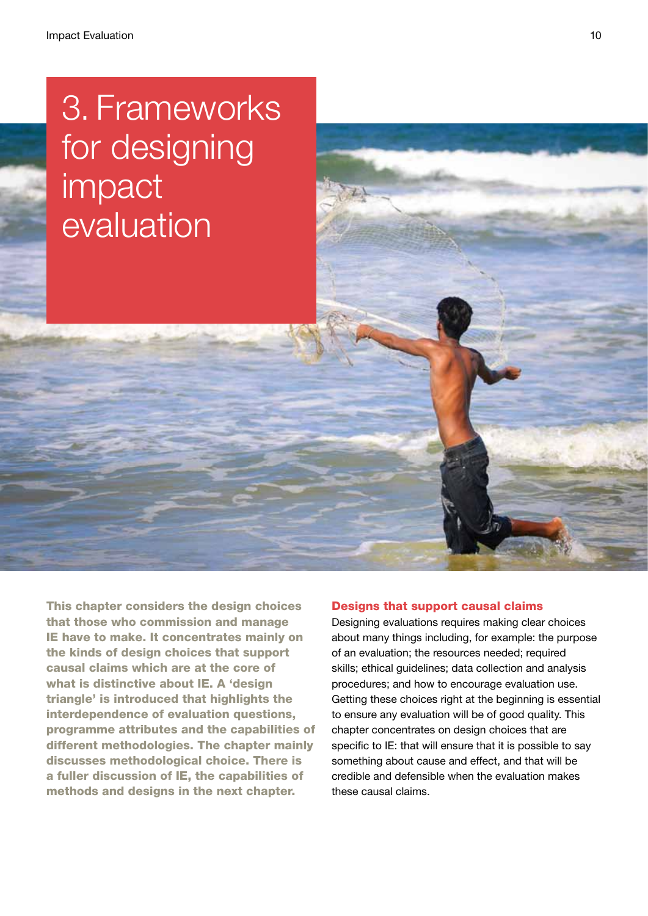# 3. Frameworks for designing impact evaluation

**This chapter considers the design choices that those who commission and manage IE have to make. It concentrates mainly on the kinds of design choices that support causal claims which are at the core of what is distinctive about IE. A 'design triangle' is introduced that highlights the interdependence of evaluation questions, programme attributes and the capabilities of different methodologies. The chapter mainly discusses methodological choice. There is a fuller discussion of IE, the capabilities of methods and designs in the next chapter.**

## Designs that support causal claims

Designing evaluations requires making clear choices about many things including, for example: the purpose of an evaluation; the resources needed; required skills; ethical guidelines; data collection and analysis procedures; and how to encourage evaluation use. Getting these choices right at the beginning is essential to ensure any evaluation will be of good quality. This chapter concentrates on design choices that are specific to IE: that will ensure that it is possible to say something about cause and effect, and that will be credible and defensible when the evaluation makes these causal claims.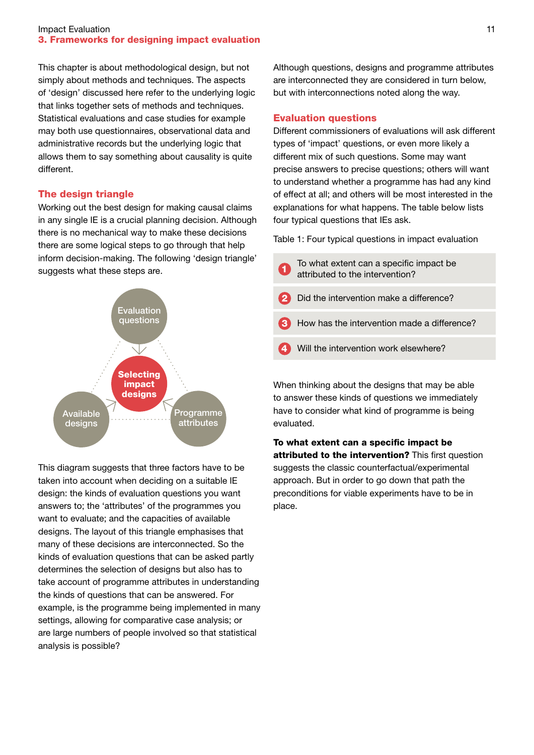## 3. Frameworks for designing impact evaluation

This chapter is about methodological design, but not simply about methods and techniques. The aspects of 'design' discussed here refer to the underlying logic that links together sets of methods and techniques. Statistical evaluations and case studies for example may both use questionnaires, observational data and administrative records but the underlying logic that allows them to say something about causality is quite different.

### The design triangle

Working out the best design for making causal claims in any single IE is a crucial planning decision. Although there is no mechanical way to make these decisions there are some logical steps to go through that help inform decision-making. The following 'design triangle' suggests what these steps are.

Evaluation questions

Selecting impact designs

Available designs

Programme attributes

This diagram suggests that three factors have to be taken into account when deciding on a suitable IE design: the kinds of evaluation questions you want answers to; the 'attributes' of the programmes you want to evaluate; and the capacities of available designs. The layout of this triangle emphasises that many of these decisions are interconnected. So the kinds of evaluation questions that can be asked partly determines the selection of designs but also has to take account of programme attributes in understanding the kinds of questions that can be answered. For example, is the programme being implemented in many settings, allowing for comparative case analysis; or are large numbers of people involved so that statistical analysis is possible?

Although questions, designs and programme attributes are interconnected they are considered in turn below, but with interconnections noted along the way.

### Evaluation questions

Different commissioners of evaluations will ask different types of 'impact' questions, or even more likely a different mix of such questions. Some may want precise answers to precise questions; others will want to understand whether a programme has had any kind of effect at all; and others will be most interested in the explanations for what happens. The table below lists four typical questions that IEs ask.

Table 1: Four typical questions in impact evaluation

| | |
|---|---|
| 1 | To what extent can a specific impact be attributed to the intervention? |
| 2 | Did the intervention make a difference? |
| 3 | How has the intervention made a difference? |
| 4 | Will the intervention work elsewhere? |

When thinking about the designs that may be able to answer these kinds of questions we immediately have to consider what kind of programme is being evaluated.

**To what extent can a specific impact be attributed to the intervention?** This first question suggests the classic counterfactual/experimental approach. But in order to go down that path the preconditions for viable experiments have to be in place.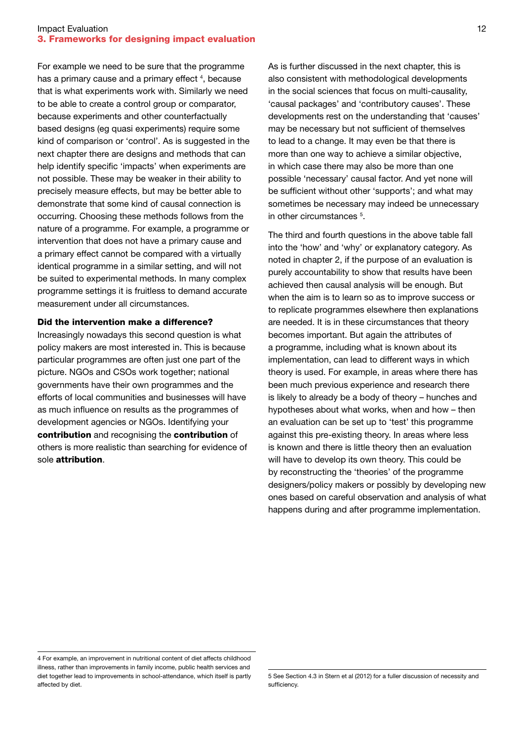For example we need to be sure that the programme has a primary cause and a primary effect [4], because that is what experiments work with. Similarly we need to be able to create a control group or comparator, because experiments and other counterfactually based designs (eg quasi experiments) require some kind of comparison or 'control'. As is suggested in the next chapter there are designs and methods that can help identify specific 'impacts' when experiments are not possible. These may be weaker in their ability to precisely measure effects, but may be better able to demonstrate that some kind of causal connection is occurring. Choosing these methods follows from the nature of a programme. For example, a programme or intervention that does not have a primary cause and a primary effect cannot be compared with a virtually identical programme in a similar setting, and will not be suited to experimental methods. In many complex programme settings it is fruitless to demand accurate measurement under all circumstances.

### Did the intervention make a difference?

Increasingly nowadays this second question is what policy makers are most interested in. This is because particular programmes are often just one part of the picture. NGOs and CSOs work together; national governments have their own programmes and the efforts of local communities and businesses will have as much influence on results as the programmes of development agencies or NGOs. Identifying your **contribution** and recognising the **contribution** of others is more realistic than searching for evidence of sole **attribution**.

As is further discussed in the next chapter, this is also consistent with methodological developments in the social sciences that focus on multi-causality, 'causal packages' and 'contributory causes'. These developments rest on the understanding that 'causes' may be necessary but not sufficient of themselves to lead to a change. It may even be that there is more than one way to achieve a similar objective, in which case there may also be more than one possible 'necessary' causal factor. And yet none will be sufficient without other 'supports'; and what may sometimes be necessary may indeed be unnecessary in other circumstances [5].

The third and fourth questions in the above table fall into the 'how' and 'why' or explanatory category. As noted in chapter 2, if the purpose of an evaluation is purely accountability to show that results have been achieved then causal analysis will be enough. But when the aim is to learn so as to improve success or to replicate programmes elsewhere then explanations are needed. It is in these circumstances that theory becomes important. But again the attributes of a programme, including what is known about its implementation, can lead to different ways in which theory is used. For example, in areas where there has been much previous experience and research there is likely to already be a body of theory – hunches and hypotheses about what works, when and how – then an evaluation can be set up to 'test' this programme against this pre-existing theory. In areas where less is known and there is little theory then an evaluation will have to develop its own theory. This could be by reconstructing the 'theories' of the programme designers/policy makers or possibly by developing new ones based on careful observation and analysis of what happens during and after programme implementation.

---

4 For example, an improvement in nutritional content of diet affects childhood illness, rather than improvements in family income, public health services and diet together lead to improvements in school-attendance, which itself is partly affected by diet.

5 See Section 4.3 in Stern et al (2012) for a fuller discussion of necessity and sufficiency.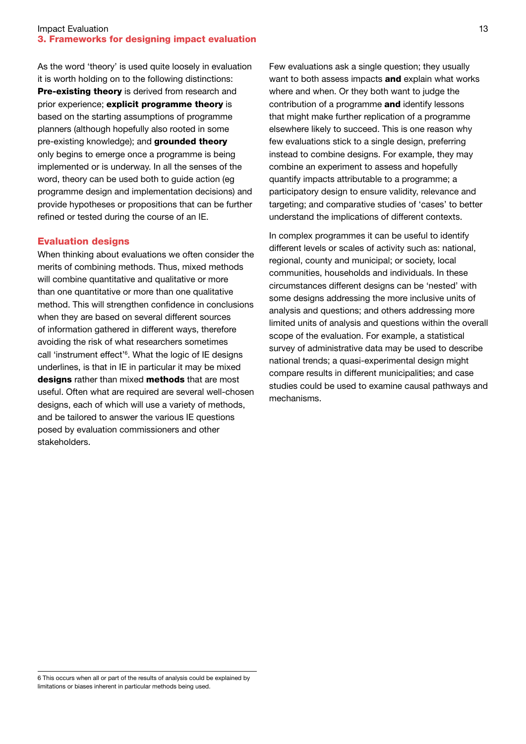As the word 'theory' is used quite loosely in evaluation it is worth holding on to the following distinctions: **Pre-existing theory** is derived from research and prior experience; **explicit programme theory** is based on the starting assumptions of programme planners (although hopefully also rooted in some pre-existing knowledge); and **grounded theory** only begins to emerge once a programme is being implemented or is underway. In all the senses of the word, theory can be used both to guide action (eg programme design and implementation decisions) and provide hypotheses or propositions that can be further refined or tested during the course of an IE.

## Evaluation designs

When thinking about evaluations we often consider the merits of combining methods. Thus, mixed methods will combine quantitative and qualitative or more than one quantitative or more than one qualitative method. This will strengthen confidence in conclusions when they are based on several different sources of information gathered in different ways, therefore avoiding the risk of what researchers sometimes call 'instrument effect'[6]. What the logic of IE designs underlines, is that in IE in particular it may be mixed **designs** rather than mixed **methods** that are most useful. Often what are required are several well-chosen designs, each of which will use a variety of methods, and be tailored to answer the various IE questions posed by evaluation commissioners and other stakeholders.

Few evaluations ask a single question; they usually want to both assess impacts **and** explain what works where and when. Or they both want to judge the contribution of a programme **and** identify lessons that might make further replication of a programme elsewhere likely to succeed. This is one reason why few evaluations stick to a single design, preferring instead to combine designs. For example, they may combine an experiment to assess and hopefully quantify impacts attributable to a programme; a participatory design to ensure validity, relevance and targeting; and comparative studies of 'cases' to better understand the implications of different contexts.

In complex programmes it can be useful to identify different levels or scales of activity such as: national, regional, county and municipal; or society, local communities, households and individuals. In these circumstances different designs can be 'nested' with some designs addressing the more inclusive units of analysis and questions; and others addressing more limited units of analysis and questions within the overall scope of the evaluation. For example, a statistical survey of administrative data may be used to describe national trends; a quasi-experimental design might compare results in different municipalities; and case studies could be used to examine causal pathways and mechanisms.

6 This occurs when all or part of the results of analysis could be explained by limitations or biases inherent in particular methods being used.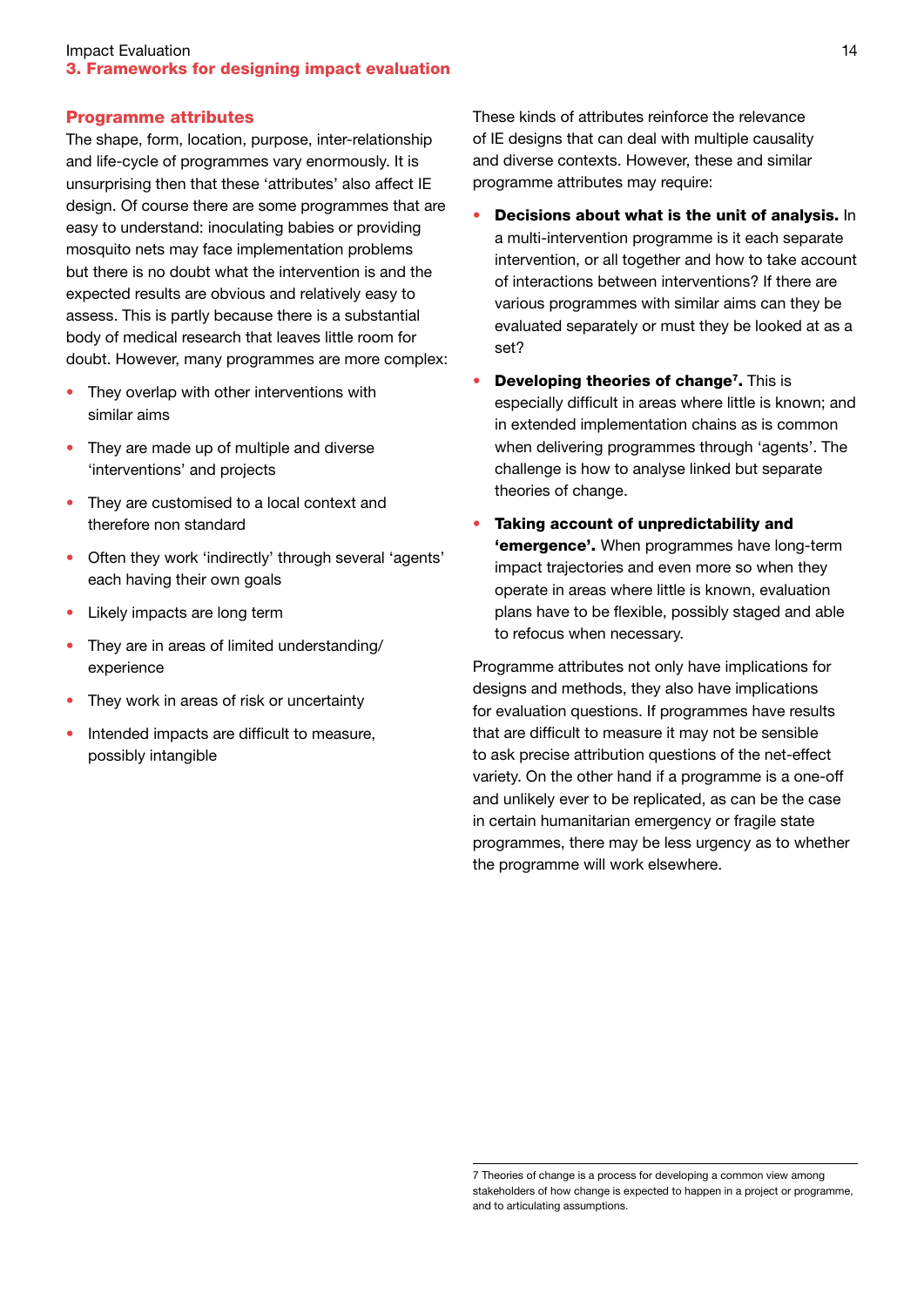## Programme attributes

The shape, form, location, purpose, inter-relationship and life-cycle of programmes vary enormously. It is unsurprising then that these 'attributes' also affect IE design. Of course there are some programmes that are easy to understand: inoculating babies or providing mosquito nets may face implementation problems but there is no doubt what the intervention is and the expected results are obvious and relatively easy to assess. This is partly because there is a substantial body of medical research that leaves little room for doubt. However, many programmes are more complex:

- They overlap with other interventions with similar aims
- They are made up of multiple and diverse 'interventions' and projects
- They are customised to a local context and therefore non standard
- Often they work 'indirectly' through several 'agents' each having their own goals
- Likely impacts are long term
- They are in areas of limited understanding/experience
- They work in areas of risk or uncertainty
- Intended impacts are difficult to measure, possibly intangible

These kinds of attributes reinforce the relevance of IE designs that can deal with multiple causality and diverse contexts. However, these and similar programme attributes may require:

- **Decisions about what is the unit of analysis.** In a multi-intervention programme is it each separate intervention, or all together and how to take account of interactions between interventions? If there are various programmes with similar aims can they be evaluated separately or must they be looked at as a set?
- **Developing theories of change[7].** This is especially difficult in areas where little is known; and in extended implementation chains as is common when delivering programmes through 'agents'. The challenge is how to analyse linked but separate theories of change.
- **Taking account of unpredictability and 'emergence'.** When programmes have long-term impact trajectories and even more so when they operate in areas where little is known, evaluation plans have to be flexible, possibly staged and able to refocus when necessary.

Programme attributes not only have implications for designs and methods, they also have implications for evaluation questions. If programmes have results that are difficult to measure it may not be sensible to ask precise attribution questions of the net-effect variety. On the other hand if a programme is a one-off and unlikely ever to be replicated, as can be the case in certain humanitarian emergency or fragile state programmes, there may be less urgency as to whether the programme will work elsewhere.

---

7 Theories of change is a process for developing a common view among stakeholders of how change is expected to happen in a project or programme, and to articulating assumptions.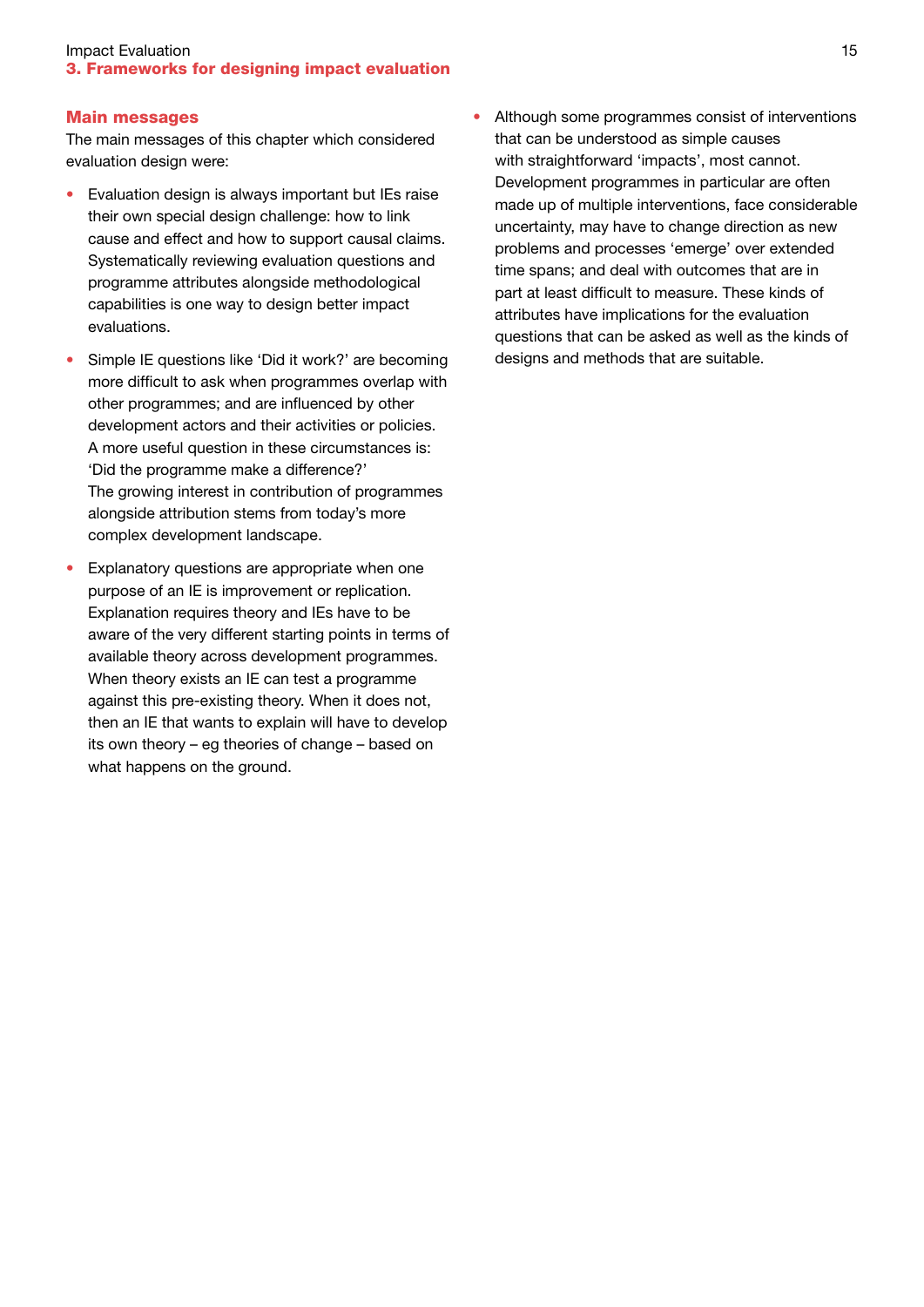## Main messages

The main messages of this chapter which considered evaluation design were:

- Evaluation design is always important but IEs raise their own special design challenge: how to link cause and effect and how to support causal claims. Systematically reviewing evaluation questions and programme attributes alongside methodological capabilities is one way to design better impact evaluations.
- Simple IE questions like 'Did it work?' are becoming more difficult to ask when programmes overlap with other programmes; and are influenced by other development actors and their activities or policies. A more useful question in these circumstances is: 'Did the programme make a difference?' The growing interest in contribution of programmes alongside attribution stems from today's more complex development landscape.
- Explanatory questions are appropriate when one purpose of an IE is improvement or replication. Explanation requires theory and IEs have to be aware of the very different starting points in terms of available theory across development programmes. When theory exists an IE can test a programme against this pre-existing theory. When it does not, then an IE that wants to explain will have to develop its own theory – eg theories of change – based on what happens on the ground.
- Although some programmes consist of interventions that can be understood as simple causes with straightforward 'impacts', most cannot. Development programmes in particular are often made up of multiple interventions, face considerable uncertainty, may have to change direction as new problems and processes 'emerge' over extended time spans; and deal with outcomes that are in part at least difficult to measure. These kinds of attributes have implications for the evaluation questions that can be asked as well as the kinds of designs and methods that are suitable.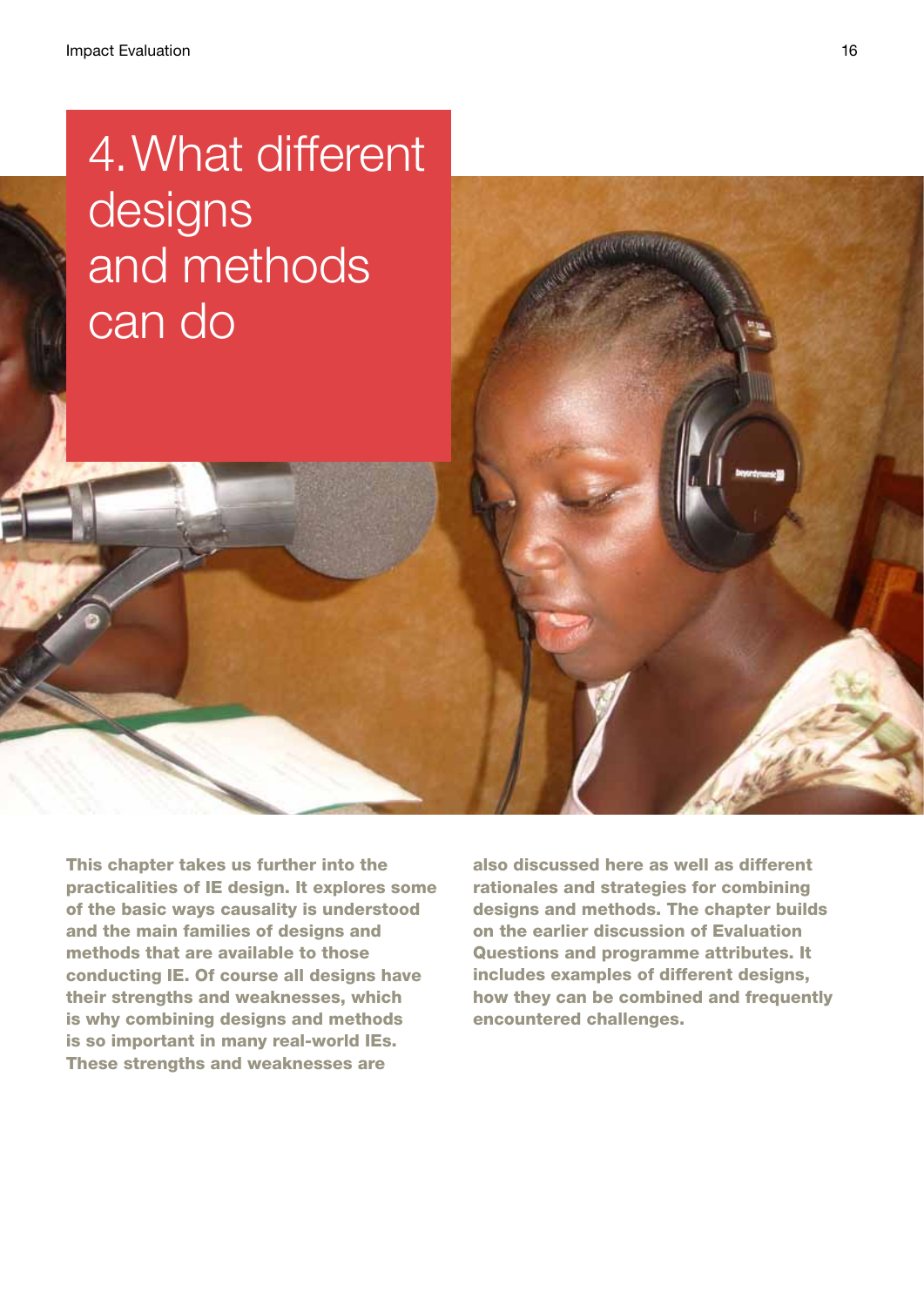# 4. What different designs and methods can do

**This chapter takes us further into the practicalities of IE design. It explores some of the basic ways causality is understood and the main families of designs and methods that are available to those conducting IE. Of course all designs have their strengths and weaknesses, which is why combining designs and methods is so important in many real-world IEs. These strengths and weaknesses are also discussed here as well as different rationales and strategies for combining designs and methods. The chapter builds on the earlier discussion of Evaluation Questions and programme attributes. It includes examples of different designs, how they can be combined and frequently encountered challenges.**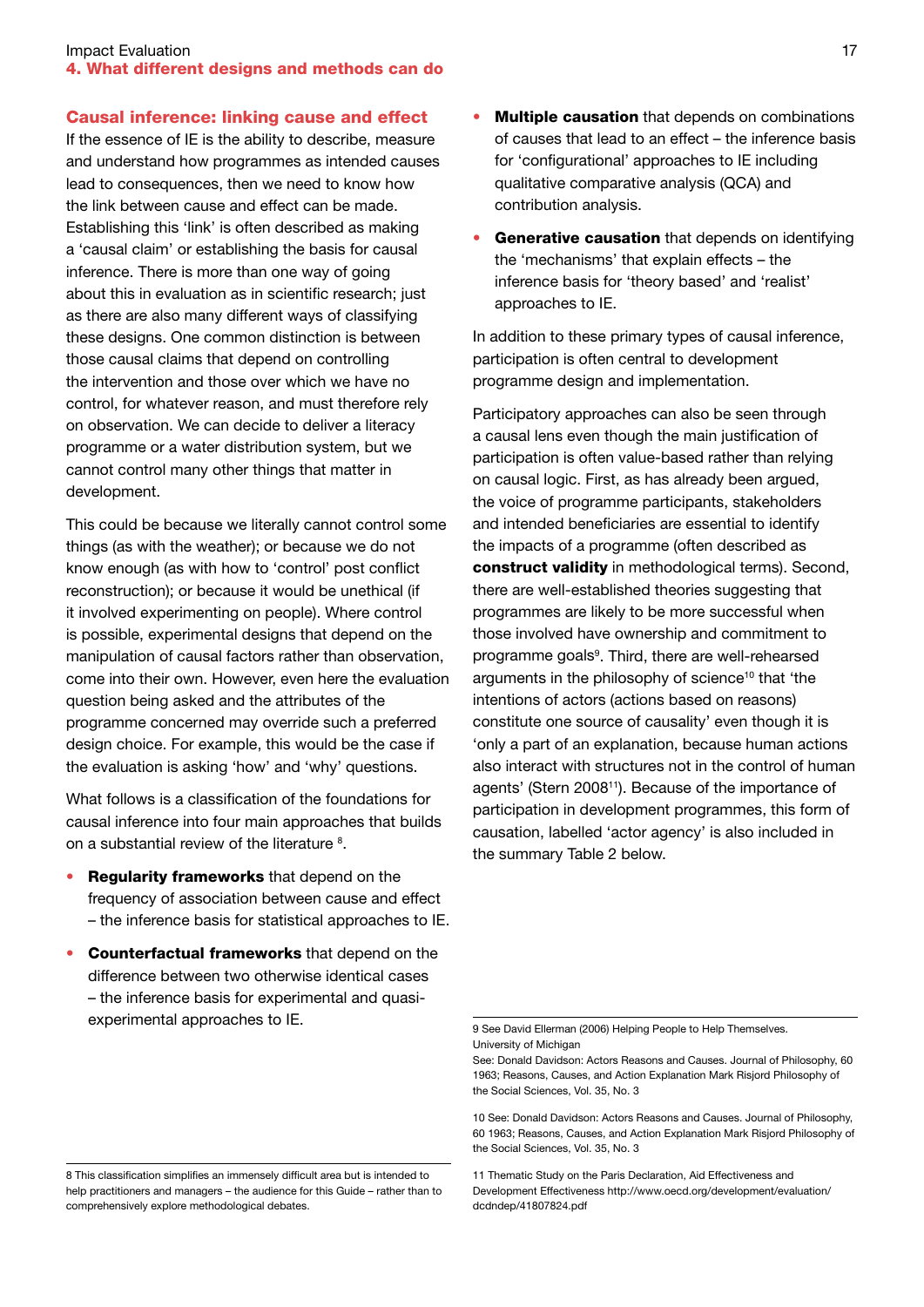## Causal inference: linking cause and effect

If the essence of IE is the ability to describe, measure and understand how programmes as intended causes lead to consequences, then we need to know how the link between cause and effect can be made. Establishing this 'link' is often described as making a 'causal claim' or establishing the basis for causal inference. There is more than one way of going about this in evaluation as in scientific research; just as there are also many different ways of classifying these designs. One common distinction is between those causal claims that depend on controlling the intervention and those over which we have no control, for whatever reason, and must therefore rely on observation. We can decide to deliver a literacy programme or a water distribution system, but we cannot control many other things that matter in development.

This could be because we literally cannot control some things (as with the weather); or because we do not know enough (as with how to 'control' post conflict reconstruction); or because it would be unethical (if it involved experimenting on people). Where control is possible, experimental designs that depend on the manipulation of causal factors rather than observation, come into their own. However, even here the evaluation question being asked and the attributes of the programme concerned may override such a preferred design choice. For example, this would be the case if the evaluation is asking 'how' and 'why' questions.

What follows is a classification of the foundations for causal inference into four main approaches that builds on a substantial review of the literature [8].

- **Regularity frameworks** that depend on the frequency of association between cause and effect – the inference basis for statistical approaches to IE.
- **Counterfactual frameworks** that depend on the difference between two otherwise identical cases – the inference basis for experimental and quasi-experimental approaches to IE.
- **Multiple causation** that depends on combinations of causes that lead to an effect – the inference basis for 'configurational' approaches to IE including qualitative comparative analysis (QCA) and contribution analysis.
- **Generative causation** that depends on identifying the 'mechanisms' that explain effects – the inference basis for 'theory based' and 'realist' approaches to IE.

In addition to these primary types of causal inference, participation is often central to development programme design and implementation.

Participatory approaches can also be seen through a causal lens even though the main justification of participation is often value-based rather than relying on causal logic. First, as has already been argued, the voice of programme participants, stakeholders and intended beneficiaries are essential to identify the impacts of a programme (often described as **construct validity** in methodological terms). Second, there are well-established theories suggesting that programmes are likely to be more successful when those involved have ownership and commitment to programme goals[9]. Third, there are well-rehearsed arguments in the philosophy of science[10] that 'the intentions of actors (actions based on reasons) constitute one source of causality' even though it is 'only a part of an explanation, because human actions also interact with structures not in the control of human agents' (Stern 2008[11]). Because of the importance of participation in development programmes, this form of causation, labelled 'actor agency' is also included in the summary Table 2 below.

---

8 This classification simplifies an immensely difficult area but is intended to help practitioners and managers – the audience for this Guide – rather than to comprehensively explore methodological debates.

9 See David Ellerman (2006) Helping People to Help Themselves. University of Michigan
See: Donald Davidson: Actors Reasons and Causes. Journal of Philosophy, 60 1963; Reasons, Causes, and Action Explanation Mark Risjord Philosophy of the Social Sciences, Vol. 35, No. 3

10 See: Donald Davidson: Actors Reasons and Causes. Journal of Philosophy, 60 1963; Reasons, Causes, and Action Explanation Mark Risjord Philosophy of the Social Sciences, Vol. 35, No. 3

11 Thematic Study on the Paris Declaration, Aid Effectiveness and Development Effectiveness http://www.oecd.org/development/evaluation/dcdndep/41807824.pdf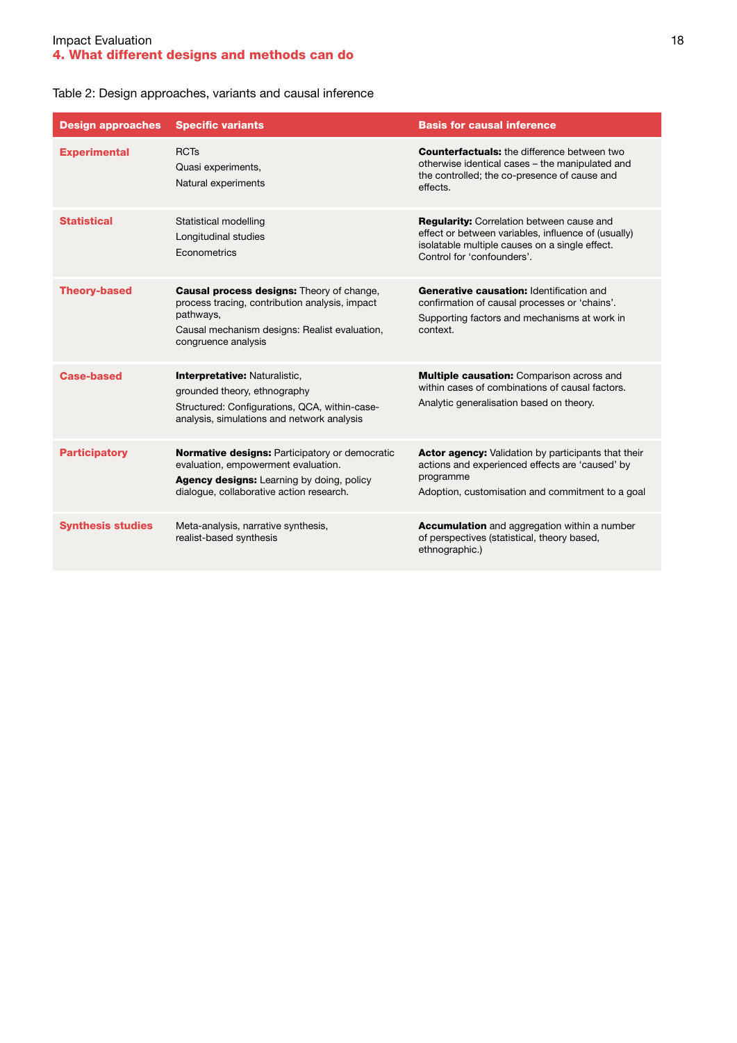Table 2: Design approaches, variants and causal inference

| Design approaches | Specific variants | Basis for causal inference |
|---|---|---|
| **Experimental** | RCTs<br>Quasi experiments,<br>Natural experiments | **Counterfactuals:** the difference between two otherwise identical cases – the manipulated and the controlled; the co-presence of cause and effects. |
| **Statistical** | Statistical modelling<br>Longitudinal studies<br>Econometrics | **Regularity:** Correlation between cause and effect or between variables, influence of (usually) isolatable multiple causes on a single effect. Control for 'confounders'. |
| **Theory-based** | **Causal process designs:** Theory of change, process tracing, contribution analysis, impact pathways,<br>Causal mechanism designs: Realist evaluation, congruence analysis | **Generative causation:** Identification and confirmation of causal processes or 'chains'.<br>Supporting factors and mechanisms at work in context. |
| **Case-based** | **Interpretative:** Naturalistic, grounded theory, ethnography<br>Structured: Configurations, QCA, within-case-analysis, simulations and network analysis | **Multiple causation:** Comparison across and within cases of combinations of causal factors.<br>Analytic generalisation based on theory. |
| **Participatory** | **Normative designs:** Participatory or democratic evaluation, empowerment evaluation.<br>**Agency designs:** Learning by doing, policy dialogue, collaborative action research. | **Actor agency:** Validation by participants that their actions and experienced effects are 'caused' by programme<br>Adoption, customisation and commitment to a goal |
| **Synthesis studies** | Meta-analysis, narrative synthesis, realist-based synthesis | **Accumulation** and aggregation within a number of perspectives (statistical, theory based, ethnographic.) |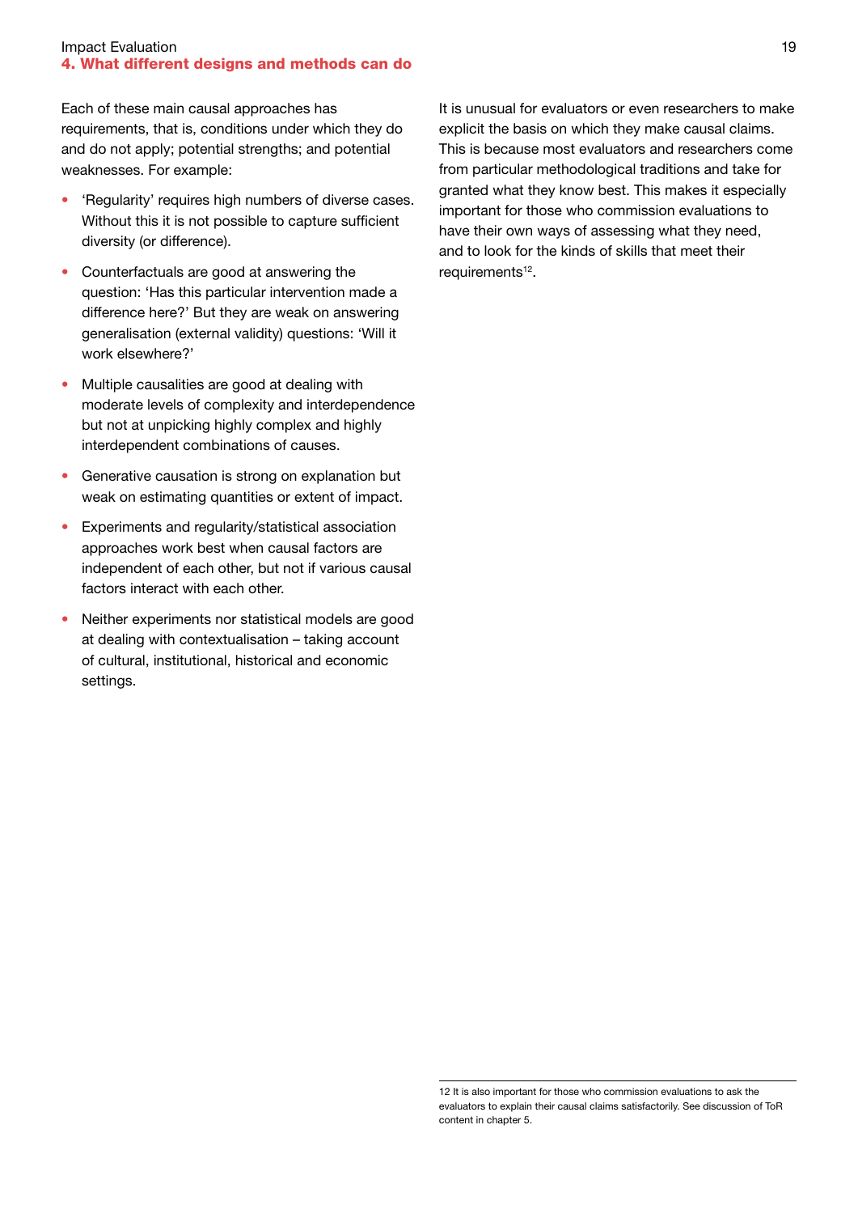Each of these main causal approaches has requirements, that is, conditions under which they do and do not apply; potential strengths; and potential weaknesses. For example:

- 'Regularity' requires high numbers of diverse cases. Without this it is not possible to capture sufficient diversity (or difference).
- Counterfactuals are good at answering the question: 'Has this particular intervention made a difference here?' But they are weak on answering generalisation (external validity) questions: 'Will it work elsewhere?'
- Multiple causalities are good at dealing with moderate levels of complexity and interdependence but not at unpicking highly complex and highly interdependent combinations of causes.
- Generative causation is strong on explanation but weak on estimating quantities or extent of impact.
- Experiments and regularity/statistical association approaches work best when causal factors are independent of each other, but not if various causal factors interact with each other.
- Neither experiments nor statistical models are good at dealing with contextualisation – taking account of cultural, institutional, historical and economic settings.

It is unusual for evaluators or even researchers to make explicit the basis on which they make causal claims. This is because most evaluators and researchers come from particular methodological traditions and take for granted what they know best. This makes it especially important for those who commission evaluations to have their own ways of assessing what they need, and to look for the kinds of skills that meet their requirements[12].

12 It is also important for those who commission evaluations to ask the evaluators to explain their causal claims satisfactorily. See discussion of ToR content in chapter 5.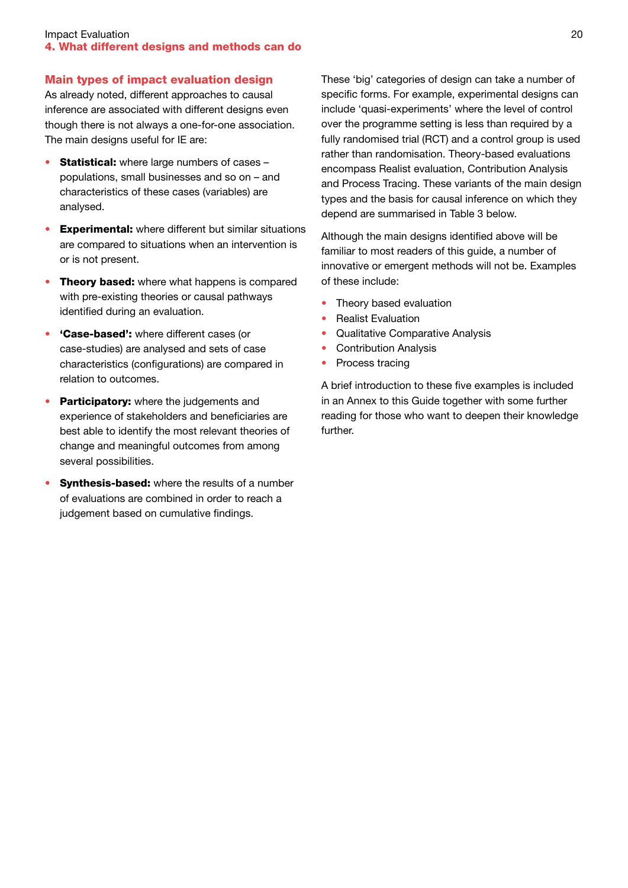## Main types of impact evaluation design

As already noted, different approaches to causal inference are associated with different designs even though there is not always a one-for-one association. The main designs useful for IE are:

- **Statistical:** where large numbers of cases – populations, small businesses and so on – and characteristics of these cases (variables) are analysed.
- **Experimental:** where different but similar situations are compared to situations when an intervention is or is not present.
- **Theory based:** where what happens is compared with pre-existing theories or causal pathways identified during an evaluation.
- **'Case-based':** where different cases (or case-studies) are analysed and sets of case characteristics (configurations) are compared in relation to outcomes.
- **Participatory:** where the judgements and experience of stakeholders and beneficiaries are best able to identify the most relevant theories of change and meaningful outcomes from among several possibilities.
- **Synthesis-based:** where the results of a number of evaluations are combined in order to reach a judgement based on cumulative findings.

These 'big' categories of design can take a number of specific forms. For example, experimental designs can include 'quasi-experiments' where the level of control over the programme setting is less than required by a fully randomised trial (RCT) and a control group is used rather than randomisation. Theory-based evaluations encompass Realist evaluation, Contribution Analysis and Process Tracing. These variants of the main design types and the basis for causal inference on which they depend are summarised in Table 3 below.

Although the main designs identified above will be familiar to most readers of this guide, a number of innovative or emergent methods will not be. Examples of these include:

- Theory based evaluation
- Realist Evaluation
- Qualitative Comparative Analysis
- Contribution Analysis
- Process tracing

A brief introduction to these five examples is included in an Annex to this Guide together with some further reading for those who want to deepen their knowledge further.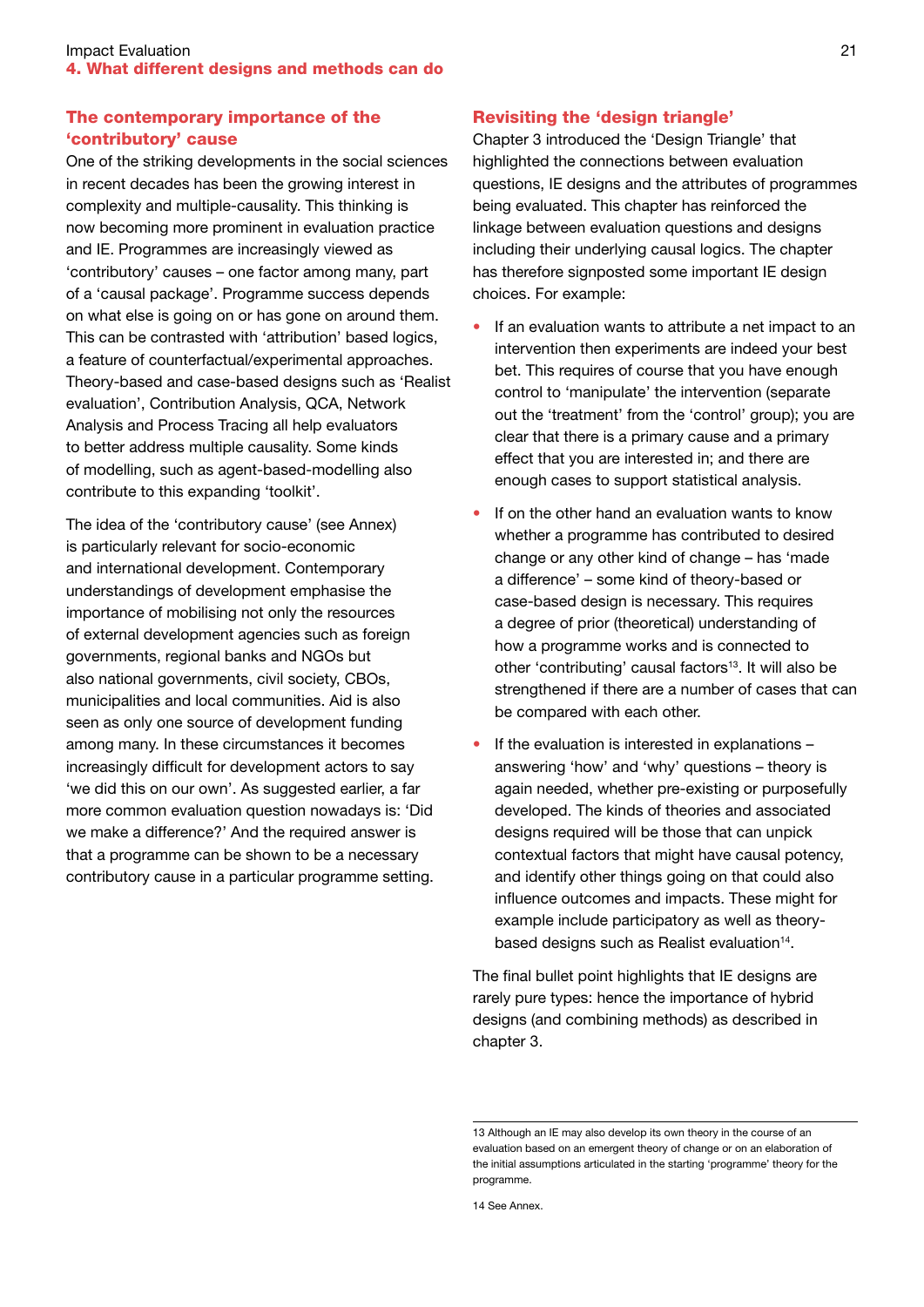## The contemporary importance of the 'contributory' cause

One of the striking developments in the social sciences in recent decades has been the growing interest in complexity and multiple-causality. This thinking is now becoming more prominent in evaluation practice and IE. Programmes are increasingly viewed as 'contributory' causes – one factor among many, part of a 'causal package'. Programme success depends on what else is going on or has gone on around them. This can be contrasted with 'attribution' based logics, a feature of counterfactual/experimental approaches. Theory-based and case-based designs such as 'Realist evaluation', Contribution Analysis, QCA, Network Analysis and Process Tracing all help evaluators to better address multiple causality. Some kinds of modelling, such as agent-based-modelling also contribute to this expanding 'toolkit'.

The idea of the 'contributory cause' (see Annex) is particularly relevant for socio-economic and international development. Contemporary understandings of development emphasise the importance of mobilising not only the resources of external development agencies such as foreign governments, regional banks and NGOs but also national governments, civil society, CBOs, municipalities and local communities. Aid is also seen as only one source of development funding among many. In these circumstances it becomes increasingly difficult for development actors to say 'we did this on our own'. As suggested earlier, a far more common evaluation question nowadays is: 'Did we make a difference?' And the required answer is that a programme can be shown to be a necessary contributory cause in a particular programme setting.

## Revisiting the 'design triangle'

Chapter 3 introduced the 'Design Triangle' that highlighted the connections between evaluation questions, IE designs and the attributes of programmes being evaluated. This chapter has reinforced the linkage between evaluation questions and designs including their underlying causal logics. The chapter has therefore signposted some important IE design choices. For example:

- If an evaluation wants to attribute a net impact to an intervention then experiments are indeed your best bet. This requires of course that you have enough control to 'manipulate' the intervention (separate out the 'treatment' from the 'control' group); you are clear that there is a primary cause and a primary effect that you are interested in; and there are enough cases to support statistical analysis.
- If on the other hand an evaluation wants to know whether a programme has contributed to desired change or any other kind of change – has 'made a difference' – some kind of theory-based or case-based design is necessary. This requires a degree of prior (theoretical) understanding of how a programme works and is connected to other 'contributing' causal factors[13]. It will also be strengthened if there are a number of cases that can be compared with each other.
- If the evaluation is interested in explanations – answering 'how' and 'why' questions – theory is again needed, whether pre-existing or purposefully developed. The kinds of theories and associated designs required will be those that can unpick contextual factors that might have causal potency, and identify other things going on that could also influence outcomes and impacts. These might for example include participatory as well as theory-based designs such as Realist evaluation[14].

The final bullet point highlights that IE designs are rarely pure types: hence the importance of hybrid designs (and combining methods) as described in chapter 3.

---

13 Although an IE may also develop its own theory in the course of an evaluation based on an emergent theory of change or on an elaboration of the initial assumptions articulated in the starting 'programme' theory for the programme.

14 See Annex.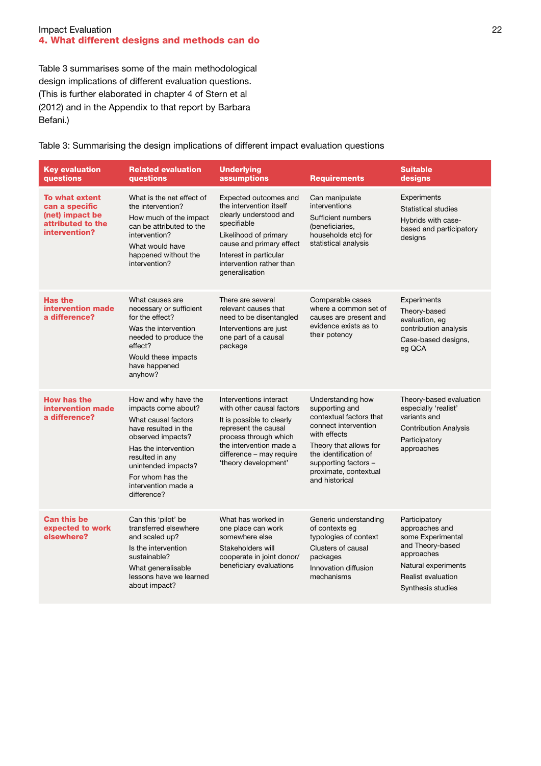Table 3 summarises some of the main methodological design implications of different evaluation questions. (This is further elaborated in chapter 4 of Stern et al (2012) and in the Appendix to that report by Barbara Befani.)

Table 3: Summarising the design implications of different impact evaluation questions

| Key evaluation questions | Related evaluation questions | Underlying assumptions | Requirements | Suitable designs |
|---|---|---|---|---|
| **To what extent can a specific (net) impact be attributed to the intervention?** | What is the net effect of the intervention?<br>How much of the impact can be attributed to the intervention?<br>What would have happened without the intervention? | Expected outcomes and the intervention itself clearly understood and specifiable<br>Likelihood of primary cause and primary effect<br>Interest in particular intervention rather than generalisation | Can manipulate interventions<br>Sufficient numbers (beneficiaries, households etc) for statistical analysis | Experiments<br>Statistical studies<br>Hybrids with case-based and participatory designs |
| **Has the intervention made a difference?** | What causes are necessary or sufficient for the effect?<br>Was the intervention needed to produce the effect?<br>Would these impacts have happened anyhow? | There are several relevant causes that need to be disentangled<br>Interventions are just one part of a causal package | Comparable cases where a common set of causes are present and evidence exists as to their potency | Experiments<br>Theory-based evaluation, eg contribution analysis<br>Case-based designs, eg QCA |
| **How has the intervention made a difference?** | How and why have the impacts come about?<br>What causal factors have resulted in the observed impacts?<br>Has the intervention resulted in any unintended impacts?<br>For whom has the intervention made a difference? | Interventions interact with other causal factors<br>It is possible to clearly represent the causal process through which the intervention made a difference – may require 'theory development' | Understanding how supporting and contextual factors that connect intervention with effects<br>Theory that allows for the identification of supporting factors – proximate, contextual and historical | Theory-based evaluation especially 'realist' variants and<br>Contribution Analysis<br>Participatory approaches |
| **Can this be expected to work elsewhere?** | Can this 'pilot' be transferred elsewhere and scaled up?<br>Is the intervention sustainable?<br>What generalisable lessons have we learned about impact? | What has worked in one place can work somewhere else<br>Stakeholders will cooperate in joint donor/beneficiary evaluations | Generic understanding of contexts eg typologies of context<br>Clusters of causal packages<br>Innovation diffusion mechanisms | Participatory approaches and some Experimental and Theory-based approaches<br>Natural experiments<br>Realist evaluation<br>Synthesis studies |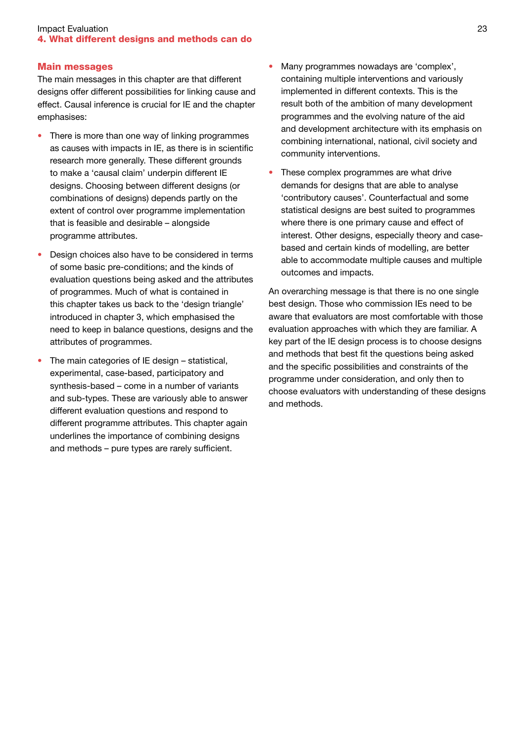## Main messages

The main messages in this chapter are that different designs offer different possibilities for linking cause and effect. Causal inference is crucial for IE and the chapter emphasises:

- There is more than one way of linking programmes as causes with impacts in IE, as there is in scientific research more generally. These different grounds to make a 'causal claim' underpin different IE designs. Choosing between different designs (or combinations of designs) depends partly on the extent of control over programme implementation that is feasible and desirable – alongside programme attributes.
- Design choices also have to be considered in terms of some basic pre-conditions; and the kinds of evaluation questions being asked and the attributes of programmes. Much of what is contained in this chapter takes us back to the 'design triangle' introduced in chapter 3, which emphasised the need to keep in balance questions, designs and the attributes of programmes.
- The main categories of IE design – statistical, experimental, case-based, participatory and synthesis-based – come in a number of variants and sub-types. These are variously able to answer different evaluation questions and respond to different programme attributes. This chapter again underlines the importance of combining designs and methods – pure types are rarely sufficient.
- Many programmes nowadays are 'complex', containing multiple interventions and variously implemented in different contexts. This is the result both of the ambition of many development programmes and the evolving nature of the aid and development architecture with its emphasis on combining international, national, civil society and community interventions.
- These complex programmes are what drive demands for designs that are able to analyse 'contributory causes'. Counterfactual and some statistical designs are best suited to programmes where there is one primary cause and effect of interest. Other designs, especially theory and case-based and certain kinds of modelling, are better able to accommodate multiple causes and multiple outcomes and impacts.

An overarching message is that there is no one single best design. Those who commission IEs need to be aware that evaluators are most comfortable with those evaluation approaches with which they are familiar. A key part of the IE design process is to choose designs and methods that best fit the questions being asked and the specific possibilities and constraints of the programme under consideration, and only then to choose evaluators with understanding of these designs and methods.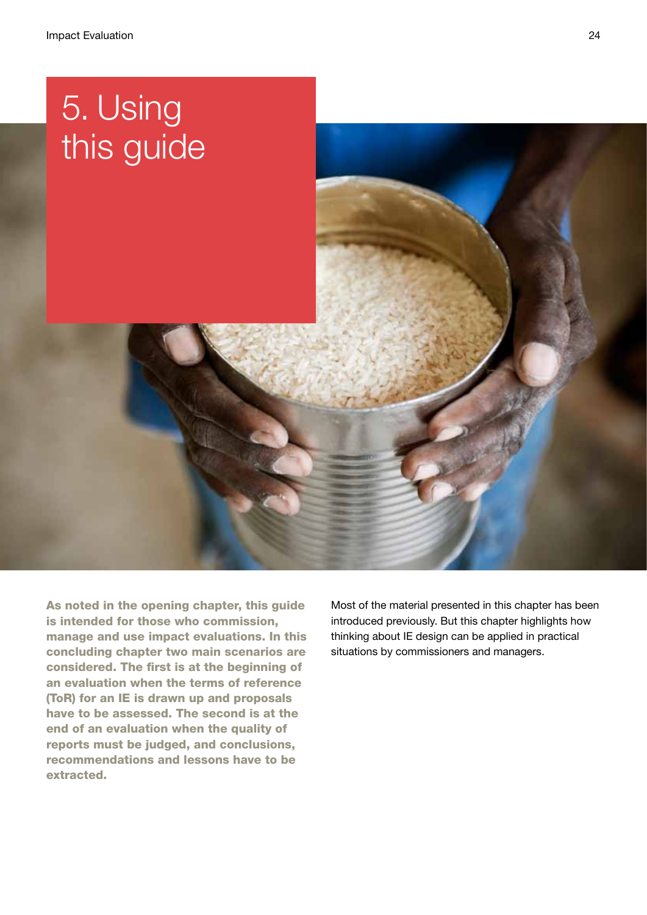# 5. Using this guide

**As noted in the opening chapter, this guide is intended for those who commission, manage and use impact evaluations. In this concluding chapter two main scenarios are considered. The first is at the beginning of an evaluation when the terms of reference (ToR) for an IE is drawn up and proposals have to be assessed. The second is at the end of an evaluation when the quality of reports must be judged, and conclusions, recommendations and lessons have to be extracted.**

Most of the material presented in this chapter has been introduced previously. But this chapter highlights how thinking about IE design can be applied in practical situations by commissioners and managers.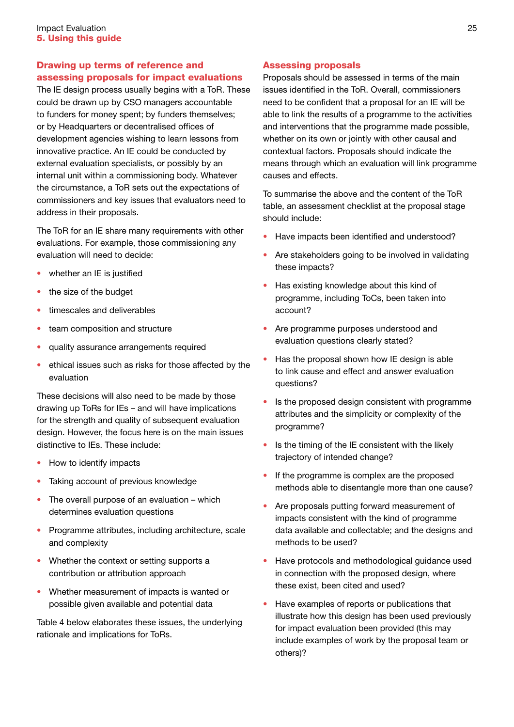## Drawing up terms of reference and assessing proposals for impact evaluations

The IE design process usually begins with a ToR. These could be drawn up by CSO managers accountable to funders for money spent; by funders themselves; or by Headquarters or decentralised offices of development agencies wishing to learn lessons from innovative practice. An IE could be conducted by external evaluation specialists, or possibly by an internal unit within a commissioning body. Whatever the circumstance, a ToR sets out the expectations of commissioners and key issues that evaluators need to address in their proposals.

The ToR for an IE share many requirements with other evaluations. For example, those commissioning any evaluation will need to decide:

- whether an IE is justified
- the size of the budget
- timescales and deliverables
- team composition and structure
- quality assurance arrangements required
- ethical issues such as risks for those affected by the evaluation

These decisions will also need to be made by those drawing up ToRs for IEs – and will have implications for the strength and quality of subsequent evaluation design. However, the focus here is on the main issues distinctive to IEs. These include:

- How to identify impacts
- Taking account of previous knowledge
- The overall purpose of an evaluation – which determines evaluation questions
- Programme attributes, including architecture, scale and complexity
- Whether the context or setting supports a contribution or attribution approach
- Whether measurement of impacts is wanted or possible given available and potential data

Table 4 below elaborates these issues, the underlying rationale and implications for ToRs.

## Assessing proposals

Proposals should be assessed in terms of the main issues identified in the ToR. Overall, commissioners need to be confident that a proposal for an IE will be able to link the results of a programme to the activities and interventions that the programme made possible, whether on its own or jointly with other causal and contextual factors. Proposals should indicate the means through which an evaluation will link programme causes and effects.

To summarise the above and the content of the ToR table, an assessment checklist at the proposal stage should include:

- Have impacts been identified and understood?
- Are stakeholders going to be involved in validating these impacts?
- Has existing knowledge about this kind of programme, including ToCs, been taken into account?
- Are programme purposes understood and evaluation questions clearly stated?
- Has the proposal shown how IE design is able to link cause and effect and answer evaluation questions?
- Is the proposed design consistent with programme attributes and the simplicity or complexity of the programme?
- Is the timing of the IE consistent with the likely trajectory of intended change?
- If the programme is complex are the proposed methods able to disentangle more than one cause?
- Are proposals putting forward measurement of impacts consistent with the kind of programme data available and collectable; and the designs and methods to be used?
- Have protocols and methodological guidance used in connection with the proposed design, where these exist, been cited and used?
- Have examples of reports or publications that illustrate how this design has been used previously for impact evaluation been provided (this may include examples of work by the proposal team or others)?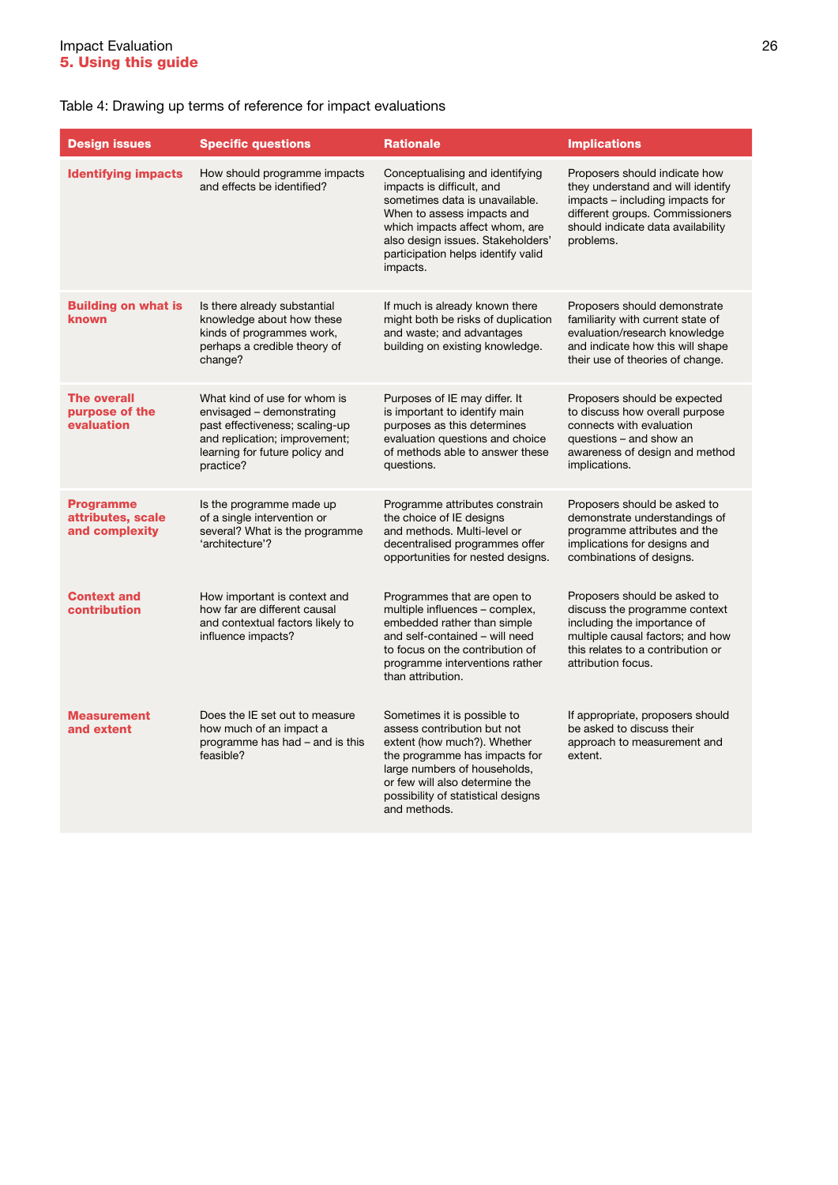Table 4: Drawing up terms of reference for impact evaluations

| Design issues | Specific questions | Rationale | Implications |
|---|---|---|---|
| **Identifying impacts** | How should programme impacts and effects be identified? | Conceptualising and identifying impacts is difficult, and sometimes data is unavailable. When to assess impacts and which impacts affect whom, are also design issues. Stakeholders' participation helps identify valid impacts. | Proposers should indicate how they understand and will identify impacts – including impacts for different groups. Commissioners should indicate data availability problems. |
| **Building on what is known** | Is there already substantial knowledge about how these kinds of programmes work, perhaps a credible theory of change? | If much is already known there might both be risks of duplication and waste; and advantages building on existing knowledge. | Proposers should demonstrate familiarity with current state of evaluation/research knowledge and indicate how this will shape their use of theories of change. |
| **The overall purpose of the evaluation** | What kind of use for whom is envisaged – demonstrating past effectiveness; scaling-up and replication; improvement; learning for future policy and practice? | Purposes of IE may differ. It is important to identify main purposes as this determines evaluation questions and choice of methods able to answer these questions. | Proposers should be expected to discuss how overall purpose connects with evaluation questions – and show an awareness of design and method implications. |
| **Programme attributes, scale and complexity** | Is the programme made up of a single intervention or of several? What is the programme 'architecture'? | Programme attributes constrain the choice of IE designs and methods. Multi-level or decentralised programmes offer opportunities for nested designs. | Proposers should be asked to demonstrate understandings of programme attributes and the implications for designs and combinations of designs. |
| **Context and contribution** | How important is context and how far are different causal and contextual factors likely to influence impacts? | Programmes that are open to multiple influences – complex, embedded rather than simple and self-contained – will need to focus on the contribution of programme interventions rather than attribution. | Proposers should be asked to discuss the programme context including the importance of multiple causal factors; and how this relates to a contribution or attribution focus. |
| **Measurement and extent** | Does the IE set out to measure how much of an impact a programme has had – and is this feasible? | Sometimes it is possible to assess contribution but not extent (how much?). Whether the programme has impacts for large numbers of households, or few will also determine the possibility of statistical designs and methods. | If appropriate, proposers should be asked to discuss their approach to measurement and extent. |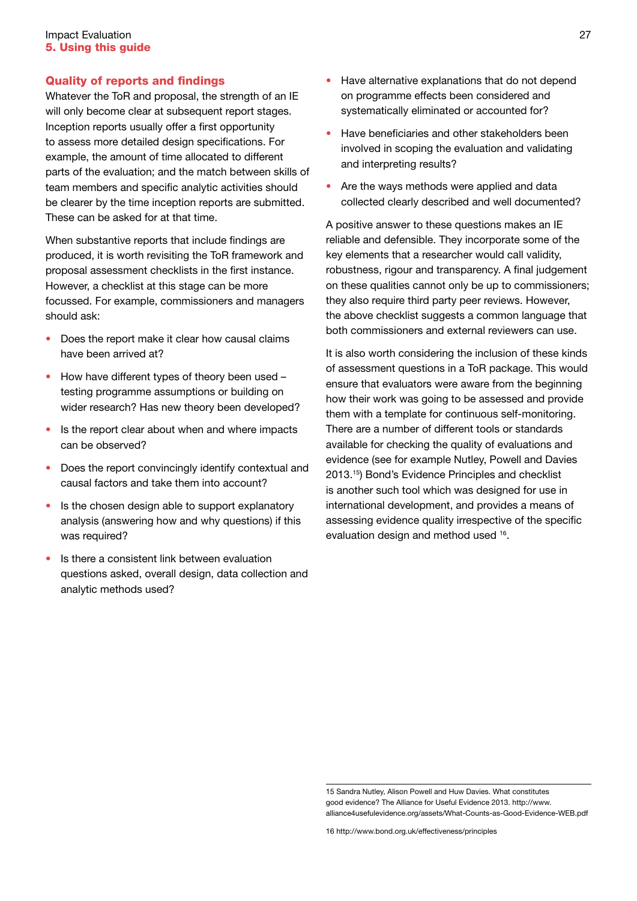## Quality of reports and findings

Whatever the ToR and proposal, the strength of an IE will only become clear at subsequent report stages. Inception reports usually offer a first opportunity to assess more detailed design specifications. For example, the amount of time allocated to different parts of the evaluation; and the match between skills of team members and specific analytic activities should be clearer by the time inception reports are submitted. These can be asked for at that time.

When substantive reports that include findings are produced, it is worth revisiting the ToR framework and proposal assessment checklists in the first instance. However, a checklist at this stage can be more focussed. For example, commissioners and managers should ask:

- Does the report make it clear how causal claims have been arrived at?
- How have different types of theory been used – testing programme assumptions or building on wider research? Has new theory been developed?
- Is the report clear about when and where impacts can be observed?
- Does the report convincingly identify contextual and causal factors and take them into account?
- Is the chosen design able to support explanatory analysis (answering how and why questions) if this was required?
- Is there a consistent link between evaluation questions asked, overall design, data collection and analytic methods used?
- Have alternative explanations that do not depend on programme effects been considered and systematically eliminated or accounted for?
- Have beneficiaries and other stakeholders been involved in scoping the evaluation and validating and interpreting results?
- Are the ways methods were applied and data collected clearly described and well documented?

A positive answer to these questions makes an IE reliable and defensible. They incorporate some of the key elements that a researcher would call validity, robustness, rigour and transparency. A final judgement on these qualities cannot only be up to commissioners; they also require third party peer reviews. However, the above checklist suggests a common language that both commissioners and external reviewers can use.

It is also worth considering the inclusion of these kinds of assessment questions in a ToR package. This would ensure that evaluators were aware from the beginning how their work was going to be assessed and provide them with a template for continuous self-monitoring. There are a number of different tools or standards available for checking the quality of evaluations and evidence (see for example Nutley, Powell and Davies 2013.[15]) Bond's Evidence Principles and checklist is another such tool which was designed for use in international development, and provides a means of assessing evidence quality irrespective of the specific evaluation design and method used [16].

---

15 Sandra Nutley, Alison Powell and Huw Davies. What constitutes good evidence? The Alliance for Useful Evidence 2013. http://www.alliance4usefulevidence.org/assets/What-Counts-as-Good-Evidence-WEB.pdf

16 http://www.bond.org.uk/effectiveness/principles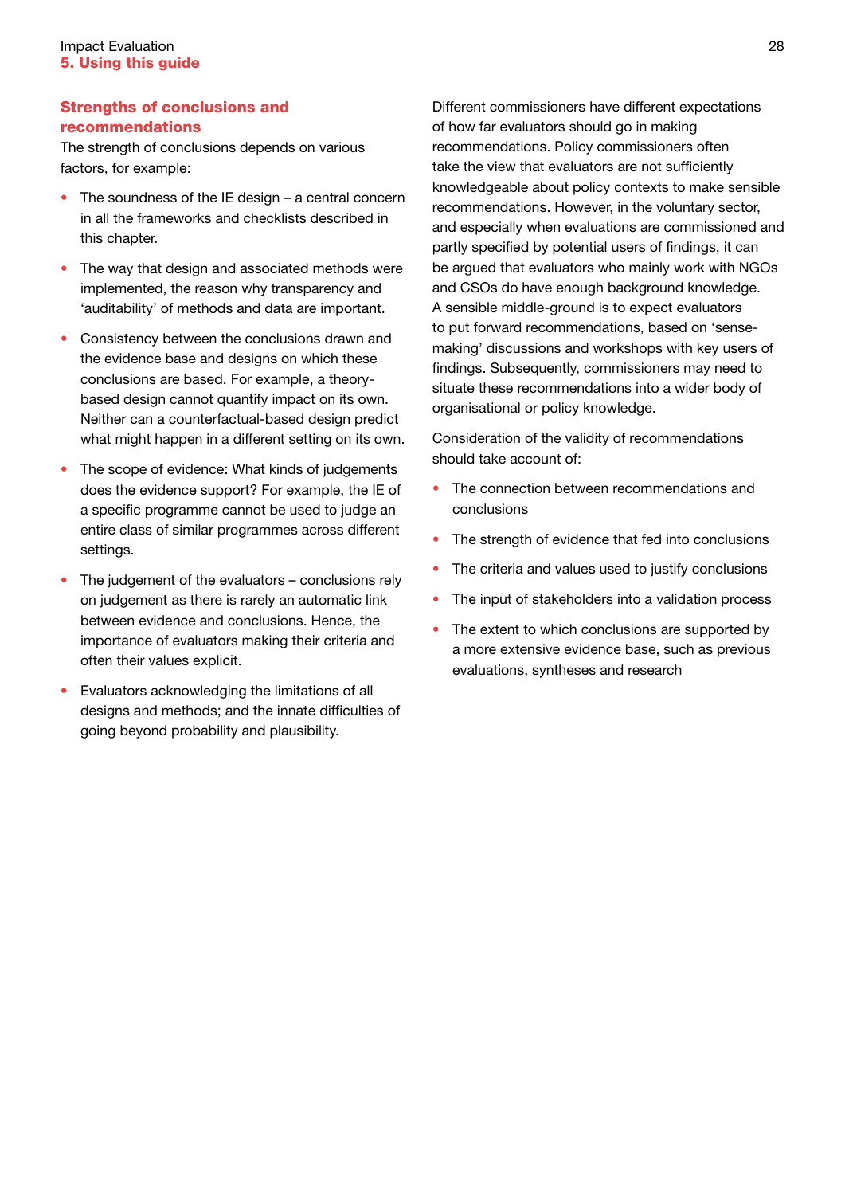### Strengths of conclusions and recommendations

The strength of conclusions depends on various factors, for example:

- The soundness of the IE design – a central concern in all the frameworks and checklists described in this chapter.
- The way that design and associated methods were implemented, the reason why transparency and 'auditability' of methods and data are important.
- Consistency between the conclusions drawn and the evidence base and designs on which these conclusions are based. For example, a theory-based design cannot quantify impact on its own. Neither can a counterfactual-based design predict what might happen in a different setting on its own.
- The scope of evidence: What kinds of judgements does the evidence support? For example, the IE of a specific programme cannot be used to judge an entire class of similar programmes across different settings.
- The judgement of the evaluators – conclusions rely on judgement as there is rarely an automatic link between evidence and conclusions. Hence, the importance of evaluators making their criteria and often their values explicit.
- Evaluators acknowledging the limitations of all designs and methods; and the innate difficulties of going beyond probability and plausibility.

Different commissioners have different expectations of how far evaluators should go in making recommendations. Policy commissioners often take the view that evaluators are not sufficiently knowledgeable about policy contexts to make sensible recommendations. However, in the voluntary sector, and especially when evaluations are commissioned and partly specified by potential users of findings, it can be argued that evaluators who mainly work with NGOs and CSOs do have enough background knowledge. A sensible middle-ground is to expect evaluators to put forward recommendations, based on 'sense-making' discussions and workshops with key users of findings. Subsequently, commissioners may need to situate these recommendations into a wider body of organisational or policy knowledge.

Consideration of the validity of recommendations should take account of:

- The connection between recommendations and conclusions
- The strength of evidence that fed into conclusions
- The criteria and values used to justify conclusions
- The input of stakeholders into a validation process
- The extent to which conclusions are supported by a more extensive evidence base, such as previous evaluations, syntheses and research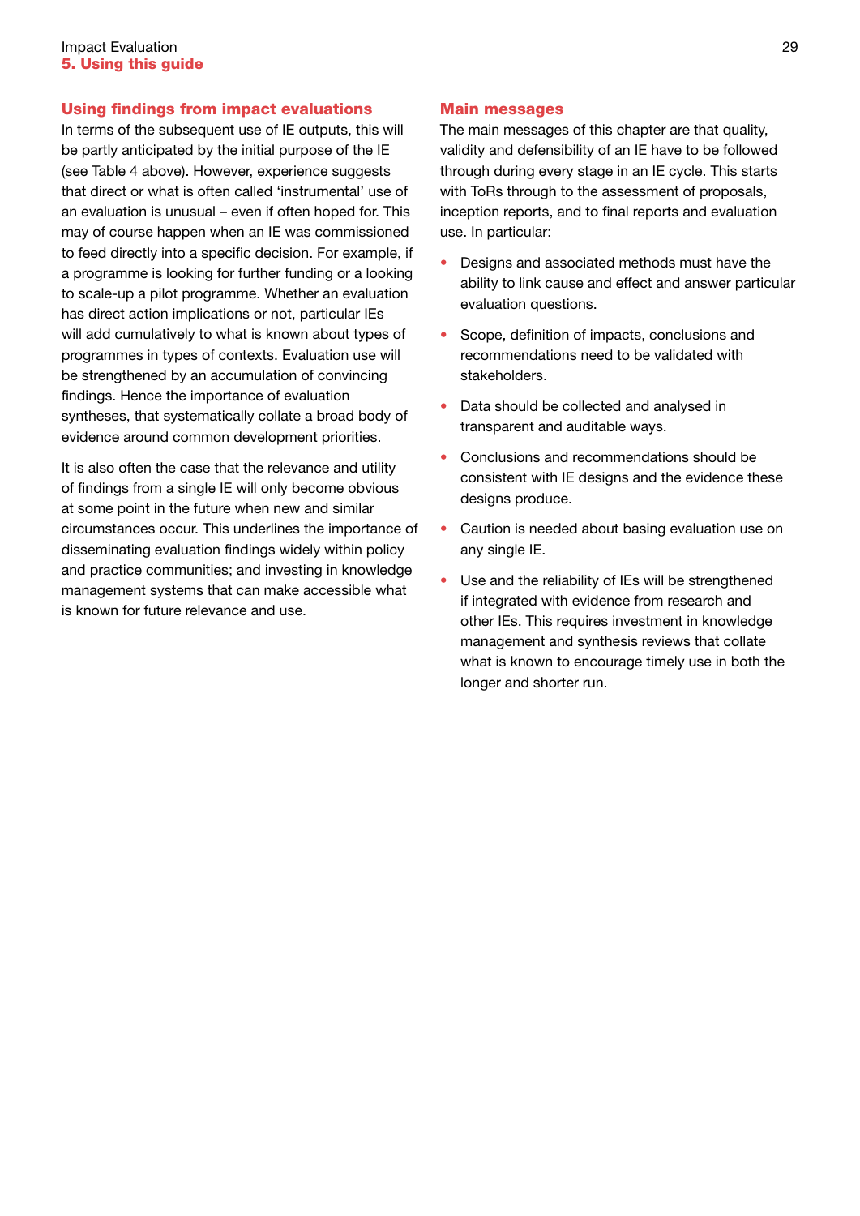## Using findings from impact evaluations

In terms of the subsequent use of IE outputs, this will be partly anticipated by the initial purpose of the IE (see Table 4 above). However, experience suggests that direct or what is often called 'instrumental' use of an evaluation is unusual – even if often hoped for. This may of course happen when an IE was commissioned to feed directly into a specific decision. For example, if a programme is looking for further funding or a looking to scale-up a pilot programme. Whether an evaluation has direct action implications or not, particular IEs will add cumulatively to what is known about types of programmes in types of contexts. Evaluation use will be strengthened by an accumulation of convincing findings. Hence the importance of evaluation syntheses, that systematically collate a broad body of evidence around common development priorities.

It is also often the case that the relevance and utility of findings from a single IE will only become obvious at some point in the future when new and similar circumstances occur. This underlines the importance of disseminating evaluation findings widely within policy and practice communities; and investing in knowledge management systems that can make accessible what is known for future relevance and use.

## Main messages

The main messages of this chapter are that quality, validity and defensibility of an IE have to be followed through during every stage in an IE cycle. This starts with ToRs through to the assessment of proposals, inception reports, and to final reports and evaluation use. In particular:

- Designs and associated methods must have the ability to link cause and effect and answer particular evaluation questions.
- Scope, definition of impacts, conclusions and recommendations need to be validated with stakeholders.
- Data should be collected and analysed in transparent and auditable ways.
- Conclusions and recommendations should be consistent with IE designs and the evidence these designs produce.
- Caution is needed about basing evaluation use on any single IE.
- Use and the reliability of IEs will be strengthened if integrated with evidence from research and other IEs. This requires investment in knowledge management and synthesis reviews that collate what is known to encourage timely use in both the longer and shorter run.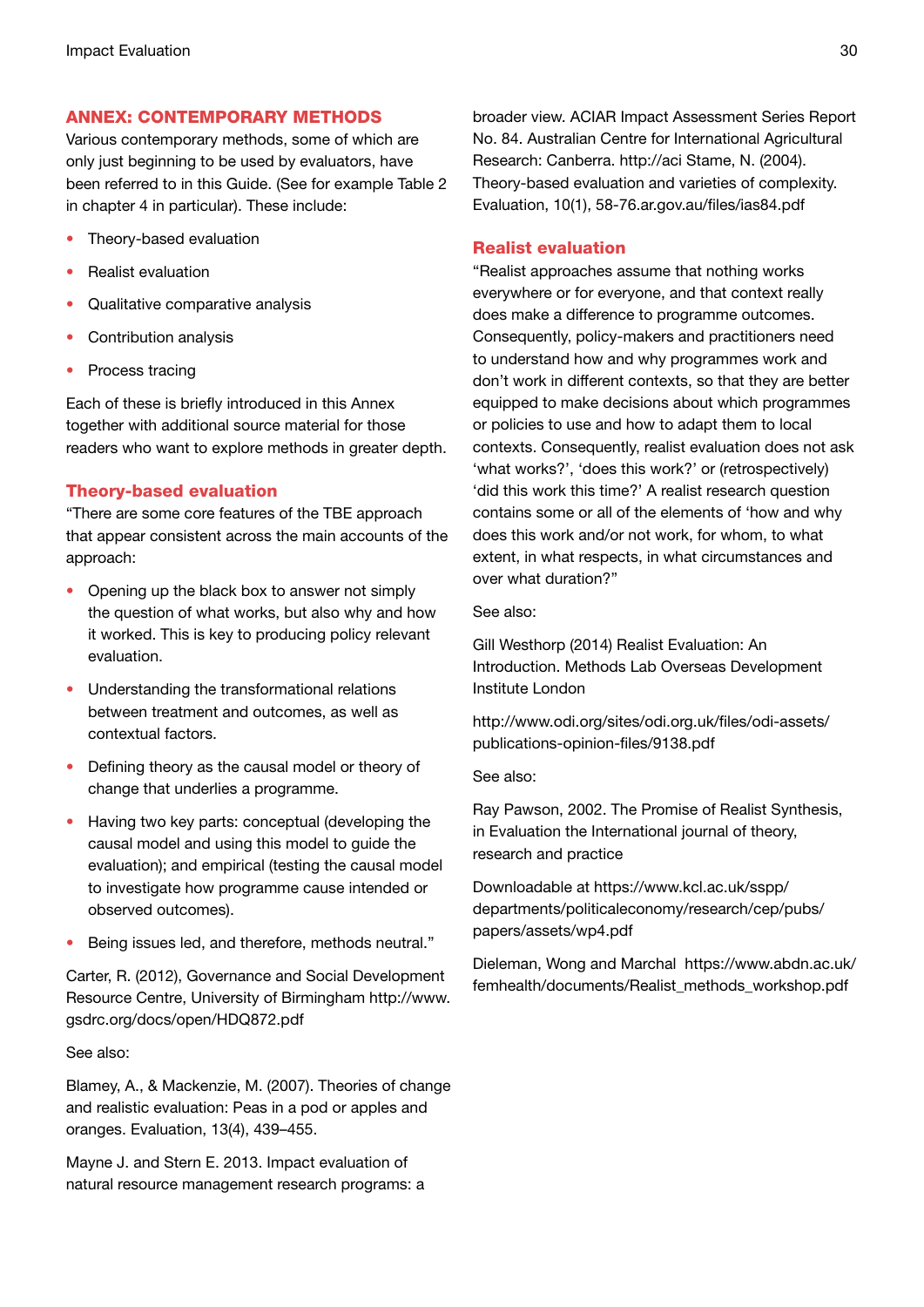## ANNEX: CONTEMPORARY METHODS

Various contemporary methods, some of which are only just beginning to be used by evaluators, have been referred to in this Guide. (See for example Table 2 in chapter 4 in particular). These include:

- Theory-based evaluation
- Realist evaluation
- Qualitative comparative analysis
- Contribution analysis
- Process tracing

Each of these is briefly introduced in this Annex together with additional source material for those readers who want to explore methods in greater depth.

### Theory-based evaluation

"There are some core features of the TBE approach that appear consistent across the main accounts of the approach:

- Opening up the black box to answer not simply the question of what works, but also why and how it worked. This is key to producing policy relevant evaluation.
- Understanding the transformational relations between treatment and outcomes, as well as contextual factors.
- Defining theory as the causal model or theory of change that underlies a programme.
- Having two key parts: conceptual (developing the causal model and using this model to guide the evaluation); and empirical (testing the causal model to investigate how programme cause intended or observed outcomes).
- Being issues led, and therefore, methods neutral."

Carter, R. (2012), Governance and Social Development Resource Centre, University of Birmingham http://www.gsdrc.org/docs/open/HDQ872.pdf

See also:

Blamey, A., & Mackenzie, M. (2007). Theories of change and realistic evaluation: Peas in a pod or apples and oranges. Evaluation, 13(4), 439–455.

Mayne J. and Stern E. 2013. Impact evaluation of natural resource management research programs: a broader view. ACIAR Impact Assessment Series Report No. 84. Australian Centre for International Agricultural Research: Canberra. http://aci Stame, N. (2004). Theory-based evaluation and varieties of complexity. Evaluation, 10(1), 58-76.ar.gov.au/files/ias84.pdf

### Realist evaluation

"Realist approaches assume that nothing works everywhere or for everyone, and that context really does make a difference to programme outcomes. Consequently, policy-makers and practitioners need to understand how and why programmes work and don't work in different contexts, so that they are better equipped to make decisions about which programmes or policies to use and how to adapt them to local contexts. Consequently, realist evaluation does not ask 'what works?', 'does this work?' or (retrospectively) 'did this work this time?' A realist research question contains some or all of the elements of 'how and why does this work and/or not work, for whom, to what extent, in what respects, in what circumstances and over what duration?"

See also:

Gill Westhorp (2014) Realist Evaluation: An Introduction. Methods Lab Overseas Development Institute London

http://www.odi.org/sites/odi.org.uk/files/odi-assets/publications-opinion-files/9138.pdf

See also:

Ray Pawson, 2002. The Promise of Realist Synthesis, in Evaluation the International journal of theory, research and practice

Downloadable at https://www.kcl.ac.uk/sspp/departments/politicaleconomy/research/cep/pubs/papers/assets/wp4.pdf

Dieleman, Wong and Marchal https://www.abdn.ac.uk/femhealth/documents/Realist_methods_workshop.pdf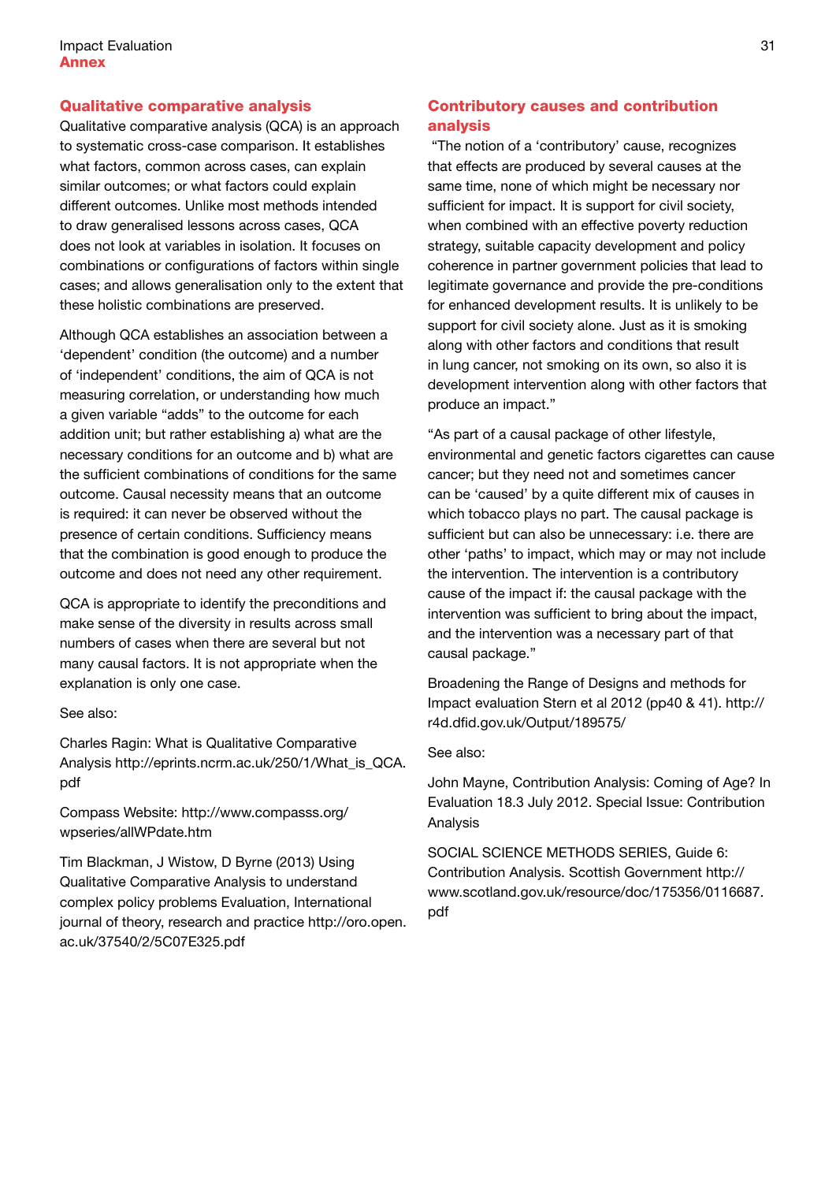## Qualitative comparative analysis

Qualitative comparative analysis (QCA) is an approach to systematic cross-case comparison. It establishes what factors, common across cases, can explain similar outcomes; or what factors could explain different outcomes. Unlike most methods intended to draw generalised lessons across cases, QCA does not look at variables in isolation. It focuses on combinations or configurations of factors within single cases; and allows generalisation only to the extent that these holistic combinations are preserved.

Although QCA establishes an association between a 'dependent' condition (the outcome) and a number of 'independent' conditions, the aim of QCA is not measuring correlation, or understanding how much a given variable "adds" to the outcome for each addition unit; but rather establishing a) what are the necessary conditions for an outcome and b) what are the sufficient combinations of conditions for the same outcome. Causal necessity means that an outcome is required: it can never be observed without the presence of certain conditions. Sufficiency means that the combination is good enough to produce the outcome and does not need any other requirement.

QCA is appropriate to identify the preconditions and make sense of the diversity in results across small numbers of cases when there are several but not many causal factors. It is not appropriate when the explanation is only one case.

See also:

Charles Ragin: What is Qualitative Comparative Analysis http://eprints.ncrm.ac.uk/250/1/What_is_QCA.pdf

Compass Website: http://www.compasss.org/wpseries/allWPdate.htm

Tim Blackman, J Wistow, D Byrne (2013) Using Qualitative Comparative Analysis to understand complex policy problems Evaluation, International journal of theory, research and practice http://oro.open.ac.uk/37540/2/5C07E325.pdf

## Contributory causes and contribution analysis

"The notion of a 'contributory' cause, recognizes that effects are produced by several causes at the same time, none of which might be necessary nor sufficient for impact. It is support for civil society, when combined with an effective poverty reduction strategy, suitable capacity development and policy coherence in partner government policies that lead to legitimate governance and provide the pre-conditions for enhanced development results. It is unlikely to be support for civil society alone. Just as it is smoking along with other factors and conditions that result in lung cancer, not smoking on its own, so also it is development intervention along with other factors that produce an impact."

"As part of a causal package of other lifestyle, environmental and genetic factors cigarettes can cause cancer; but they need not and sometimes cancer can be 'caused' by a quite different mix of causes in which tobacco plays no part. The causal package is sufficient but can also be unnecessary: i.e. there are other 'paths' to impact, which may or may not include the intervention. The intervention is a contributory cause of the impact if: the causal package with the intervention was sufficient to bring about the impact, and the intervention was a necessary part of that causal package."

Broadening the Range of Designs and methods for Impact evaluation Stern et al 2012 (pp40 & 41). http://r4d.dfid.gov.uk/Output/189575/

See also:

John Mayne, Contribution Analysis: Coming of Age? In Evaluation 18.3 July 2012. Special Issue: Contribution Analysis

SOCIAL SCIENCE METHODS SERIES, Guide 6: Contribution Analysis. Scottish Government http://www.scotland.gov.uk/resource/doc/175356/0116687.pdf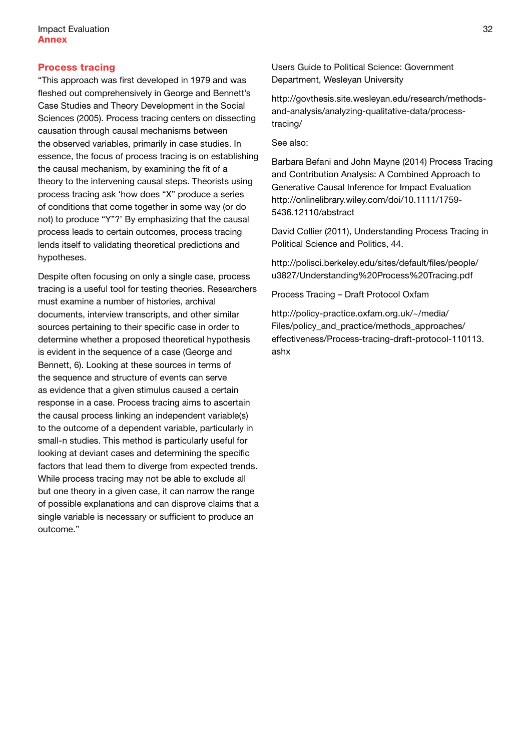## Process tracing

"This approach was first developed in 1979 and was fleshed out comprehensively in George and Bennett's Case Studies and Theory Development in the Social Sciences (2005). Process tracing centers on dissecting causation through causal mechanisms between the observed variables, primarily in case studies. In essence, the focus of process tracing is on establishing the causal mechanism, by examining the fit of a theory to the intervening causal steps. Theorists using process tracing ask 'how does "X" produce a series of conditions that come together in some way (or do not) to produce "Y"?' By emphasizing that the causal process leads to certain outcomes, process tracing lends itself to validating theoretical predictions and hypotheses.

Despite often focusing on only a single case, process tracing is a useful tool for testing theories. Researchers must examine a number of histories, archival documents, interview transcripts, and other similar sources pertaining to their specific case in order to determine whether a proposed theoretical hypothesis is evident in the sequence of a case (George and Bennett, 6). Looking at these sources in terms of the sequence and structure of events can serve as evidence that a given stimulus caused a certain response in a case. Process tracing aims to ascertain the causal process linking an independent variable(s) to the outcome of a dependent variable, particularly in small-n studies. This method is particularly useful for looking at deviant cases and determining the specific factors that lead them to diverge from expected trends. While process tracing may not be able to exclude all but one theory in a given case, it can narrow the range of possible explanations and can disprove claims that a single variable is necessary or sufficient to produce an outcome."

Users Guide to Political Science: Government Department, Wesleyan University

http://govthesis.site.wesleyan.edu/research/methods-and-analysis/analyzing-qualitative-data/process-tracing/

See also:

Barbara Befani and John Mayne (2014) Process Tracing and Contribution Analysis: A Combined Approach to Generative Causal Inference for Impact Evaluation http://onlinelibrary.wiley.com/doi/10.1111/1759-5436.12110/abstract

David Collier (2011), Understanding Process Tracing in Political Science and Politics, 44.

http://polisci.berkeley.edu/sites/default/files/people/u3827/Understanding%20Process%20Tracing.pdf

Process Tracing – Draft Protocol Oxfam

http://policy-practice.oxfam.org.uk/~/media/Files/policy_and_practice/methods_approaches/effectiveness/Process-tracing-draft-protocol-110113.ashx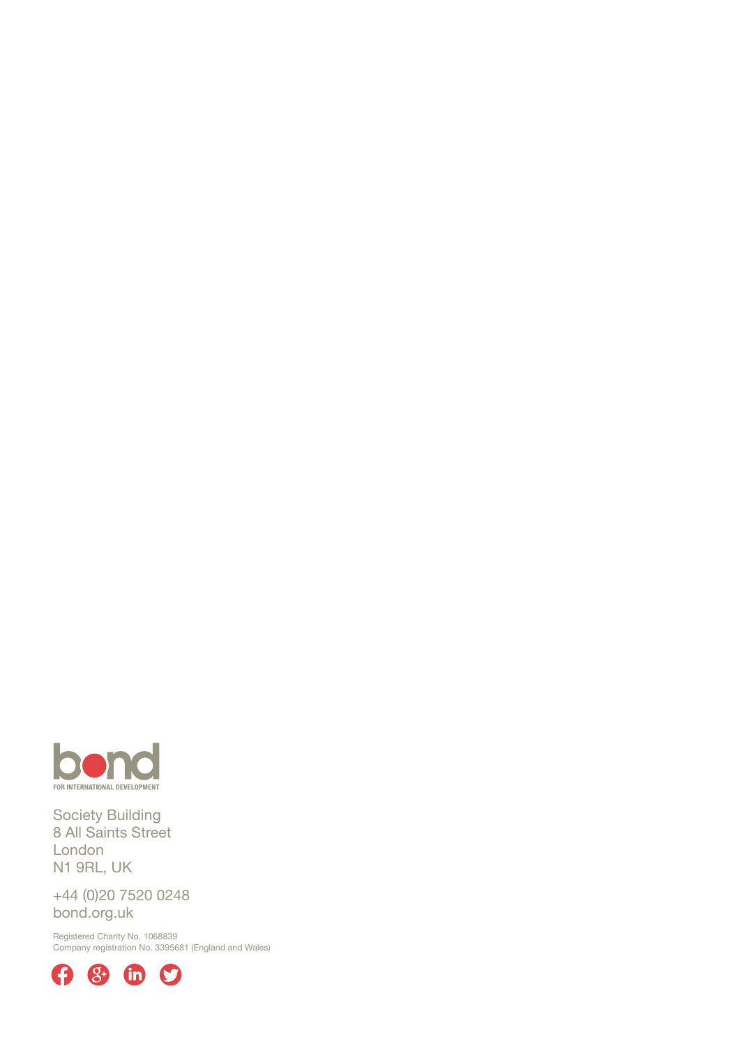bond

FOR INTERNATIONAL DEVELOPMENT

Society Building
8 All Saints Street
London
N1 9RL, UK

+44 (0)20 7520 0248
bond.org.uk

Registered Charity No. 1068839
Company registration No. 3395681 (England and Wales)